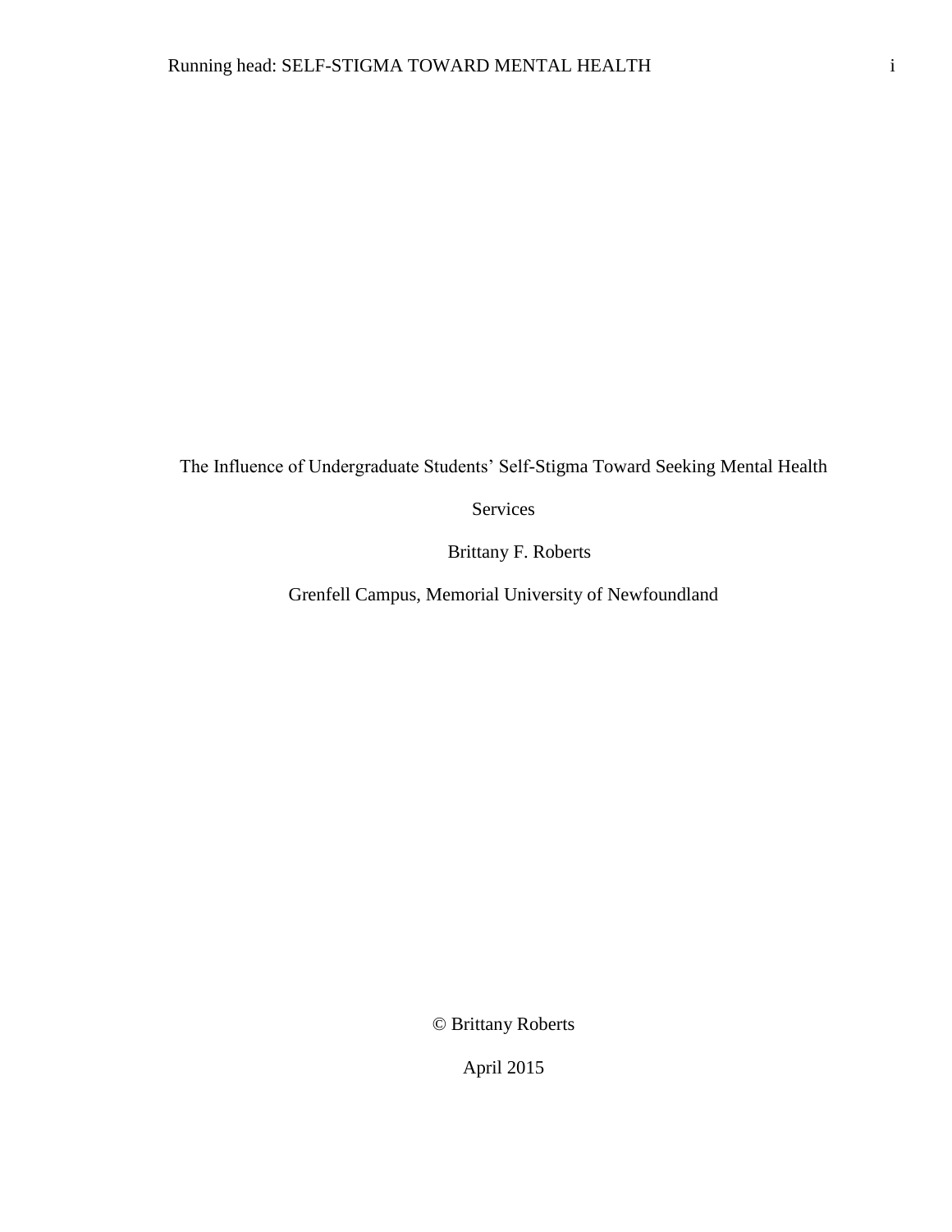# The Influence of Undergraduate Students' Self-Stigma Toward Seeking Mental Health Services

Brittany F. Roberts

Grenfell Campus, Memorial University of Newfoundland

© Brittany Roberts

April 2015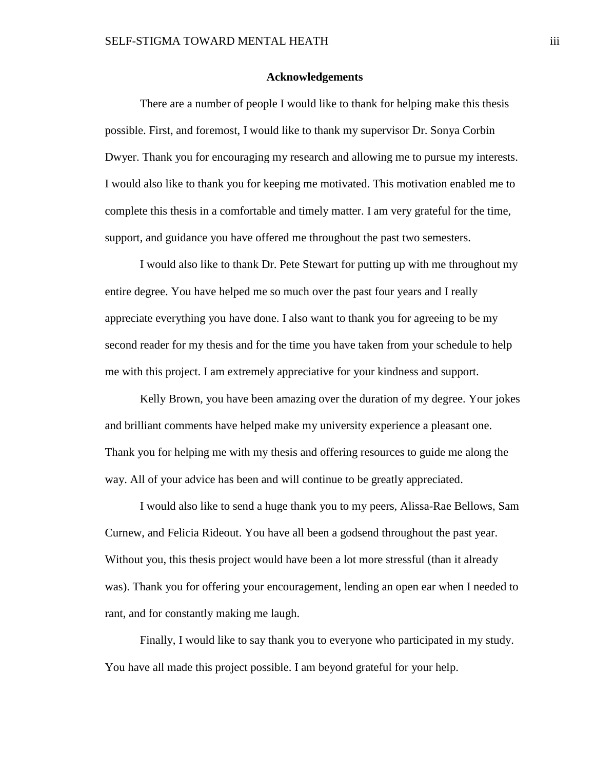## Acknowledgements

There are a number of people I would like to thank for helping make this thesis possible. First, and foremost, I would like to thank my supervisor Dr. Sonya Corbin Dwyer. Thank you for encouraging my research and allowing me to pursue my interests. I would also like to thank you for keeping me motivated. This motivation enabled me to complete this thesis in a comfortable and timely matter. I am very grateful for the time, support, and guidance you have offered me throughout the past two semesters.

I would also like to thank Dr. Pete Stewart for putting up with me throughout my entire degree. You have helped me so much over the past four years and I really appreciate everything you have done. I also want to thank you for agreeing to be my second reader for my thesis and for the time you have taken from your schedule to help me with this project. I am extremely appreciative for your kindness and support.

Kelly Brown, you have been amazing over the duration of my degree. Your jokes and brilliant comments have helped make my university experience a pleasant one. Thank you for helping me with my thesis and offering resources to guide me along the way. All of your advice has been and will continue to be greatly appreciated.

I would also like to send a huge thank you to my peers, Alissa-Rae Bellows, Sam Curnew, and Felicia Rideout. You have all been a godsend throughout the past year. Without you, this thesis project would have been a lot more stressful (than it already was). Thank you for offering your encouragement, lending an open ear when I needed to rant, and for constantly making me laugh.

Finally, I would like to say thank you to everyone who participated in my study. You have all made this project possible. I am beyond grateful for your help.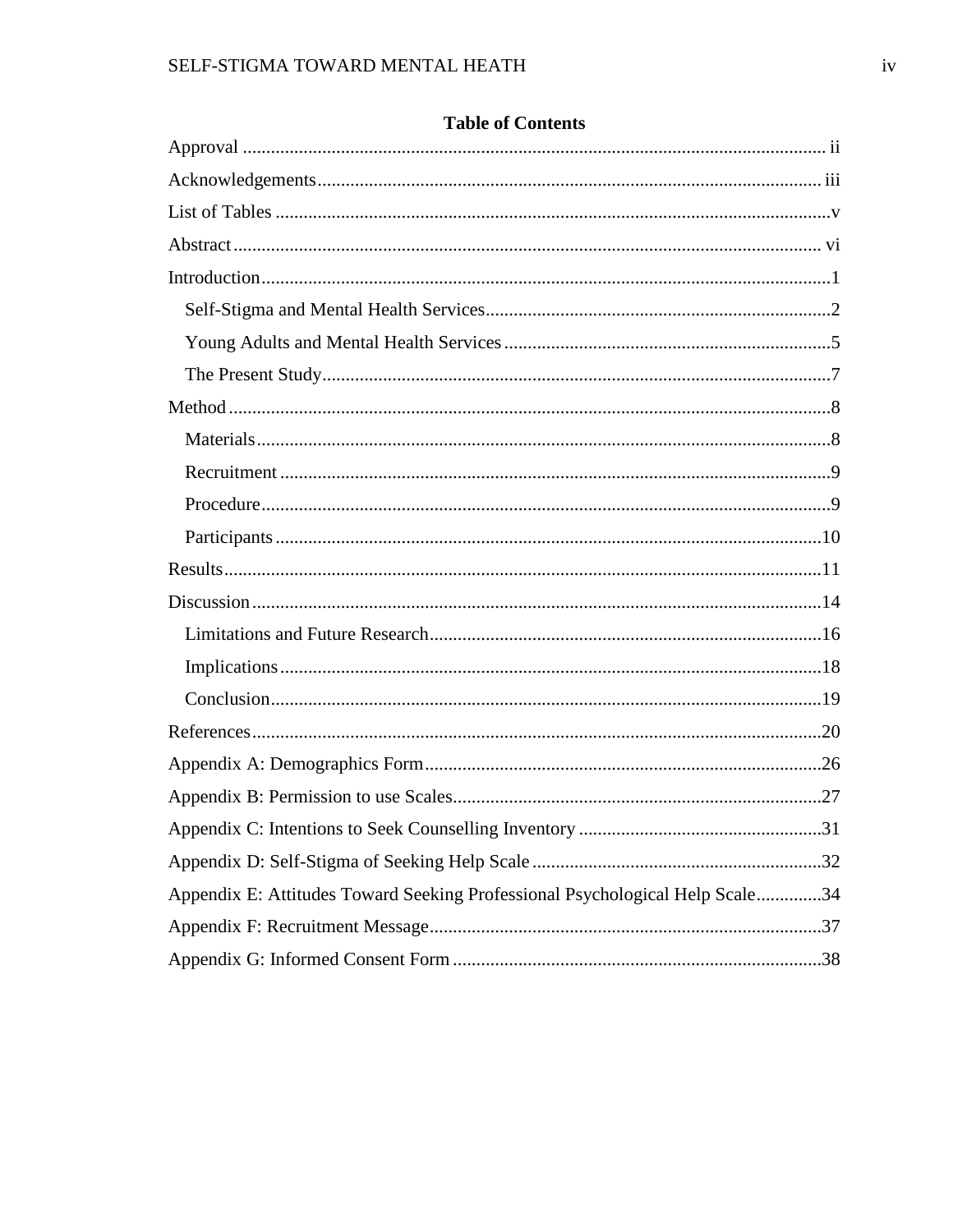## Table of Contents

Approval ........................................................................................................................ ii

Acknowledgements......................................................................................................... iii

List of Tables ...................................................................................................................v

Abstract.......................................................................................................................... vi

Introduction......................................................................................................................1

- Self-Stigma and Mental Health Services.........................................................................2
- Young Adults and Mental Health Services.....................................................................5
- The Present Study............................................................................................................7

Method..............................................................................................................................8

- Materials..........................................................................................................................8
- Recruitment ....................................................................................................................9
- Procedure.........................................................................................................................9
- Participants ....................................................................................................................10

Results.............................................................................................................................11

Discussion.......................................................................................................................14

- Limitations and Future Research...................................................................................16
- Implications...................................................................................................................18
- Conclusion.....................................................................................................................19

References.......................................................................................................................20

Appendix A: Demographics Form....................................................................................26

Appendix B: Permission to use Scales..............................................................................27

Appendix C: Intentions to Seek Counselling Inventory ...................................................31

Appendix D: Self-Stigma of Seeking Help Scale .............................................................32

Appendix E: Attitudes Toward Seeking Professional Psychological Help Scale.............34

Appendix F: Recruitment Message...................................................................................37

Appendix G: Informed Consent Form ..............................................................................38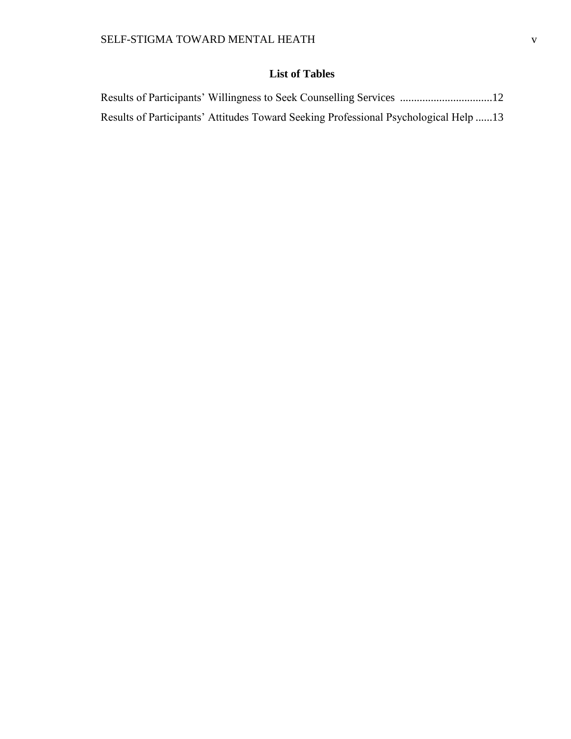## List of Tables

Results of Participants' Willingness to Seek Counselling Services ................................12

Results of Participants' Attitudes Toward Seeking Professional Psychological Help ......13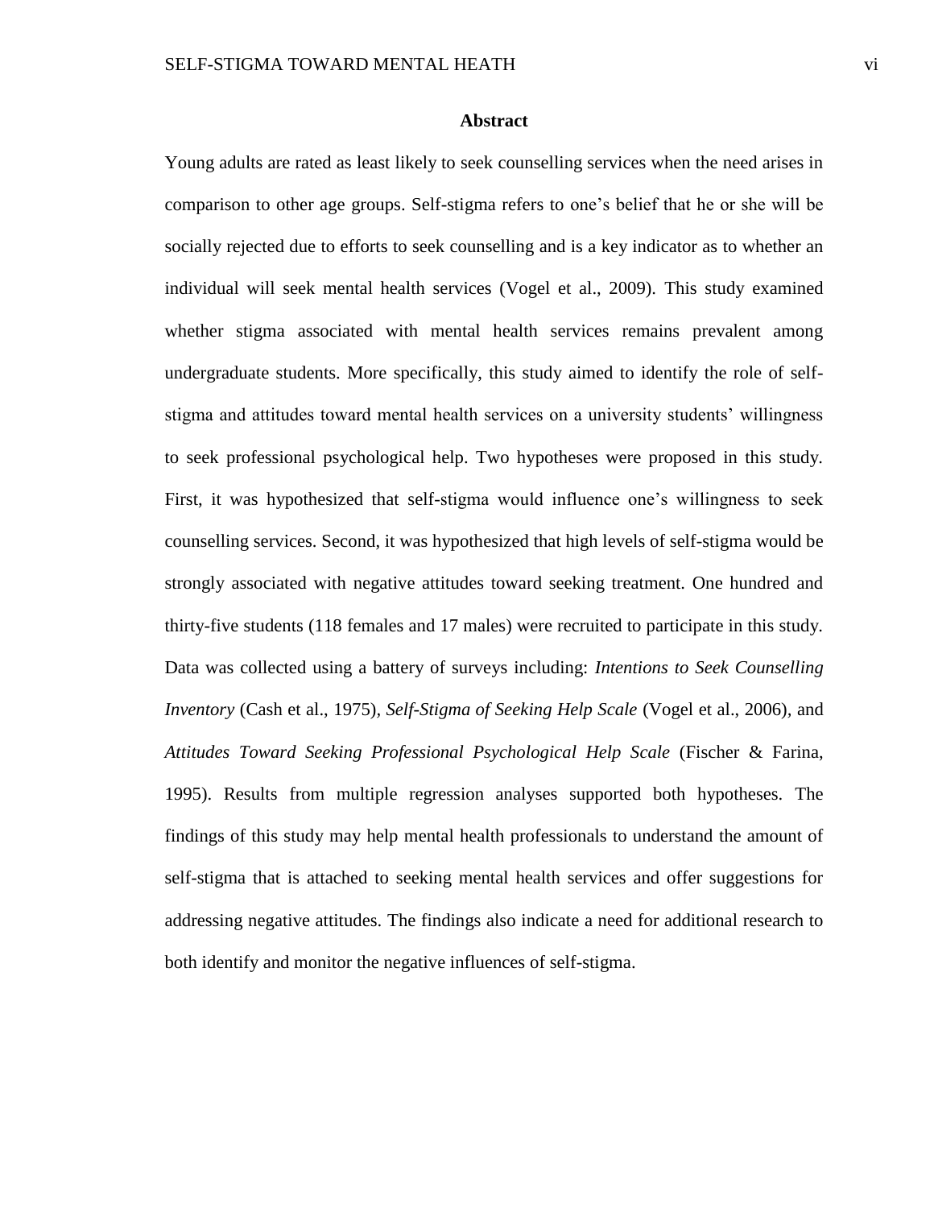## Abstract

Young adults are rated as least likely to seek counselling services when the need arises in comparison to other age groups. Self-stigma refers to one's belief that he or she will be socially rejected due to efforts to seek counselling and is a key indicator as to whether an individual will seek mental health services (Vogel et al., 2009). This study examined whether stigma associated with mental health services remains prevalent among undergraduate students. More specifically, this study aimed to identify the role of self-stigma and attitudes toward mental health services on a university students' willingness to seek professional psychological help. Two hypotheses were proposed in this study. First, it was hypothesized that self-stigma would influence one's willingness to seek counselling services. Second, it was hypothesized that high levels of self-stigma would be strongly associated with negative attitudes toward seeking treatment. One hundred and thirty-five students (118 females and 17 males) were recruited to participate in this study. Data was collected using a battery of surveys including: *Intentions to Seek Counselling Inventory* (Cash et al., 1975), *Self-Stigma of Seeking Help Scale* (Vogel et al., 2006), and *Attitudes Toward Seeking Professional Psychological Help Scale* (Fischer & Farina, 1995). Results from multiple regression analyses supported both hypotheses. The findings of this study may help mental health professionals to understand the amount of self-stigma that is attached to seeking mental health services and offer suggestions for addressing negative attitudes. The findings also indicate a need for additional research to both identify and monitor the negative influences of self-stigma.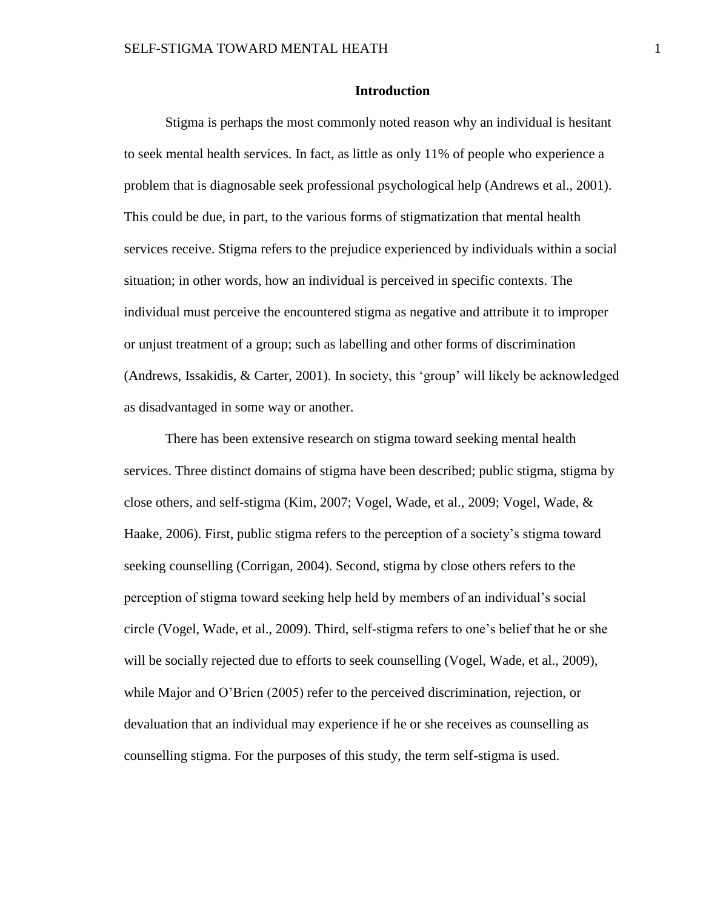## Introduction

Stigma is perhaps the most commonly noted reason why an individual is hesitant to seek mental health services. In fact, as little as only 11% of people who experience a problem that is diagnosable seek professional psychological help (Andrews et al., 2001). This could be due, in part, to the various forms of stigmatization that mental health services receive. Stigma refers to the prejudice experienced by individuals within a social situation; in other words, how an individual is perceived in specific contexts. The individual must perceive the encountered stigma as negative and attribute it to improper or unjust treatment of a group; such as labelling and other forms of discrimination (Andrews, Issakidis, & Carter, 2001). In society, this 'group' will likely be acknowledged as disadvantaged in some way or another.

There has been extensive research on stigma toward seeking mental health services. Three distinct domains of stigma have been described; public stigma, stigma by close others, and self-stigma (Kim, 2007; Vogel, Wade, et al., 2009; Vogel, Wade, & Haake, 2006). First, public stigma refers to the perception of a society's stigma toward seeking counselling (Corrigan, 2004). Second, stigma by close others refers to the perception of stigma toward seeking help held by members of an individual's social circle (Vogel, Wade, et al., 2009). Third, self-stigma refers to one's belief that he or she will be socially rejected due to efforts to seek counselling (Vogel, Wade, et al., 2009), while Major and O'Brien (2005) refer to the perceived discrimination, rejection, or devaluation that an individual may experience if he or she receives as counselling as counselling stigma. For the purposes of this study, the term self-stigma is used.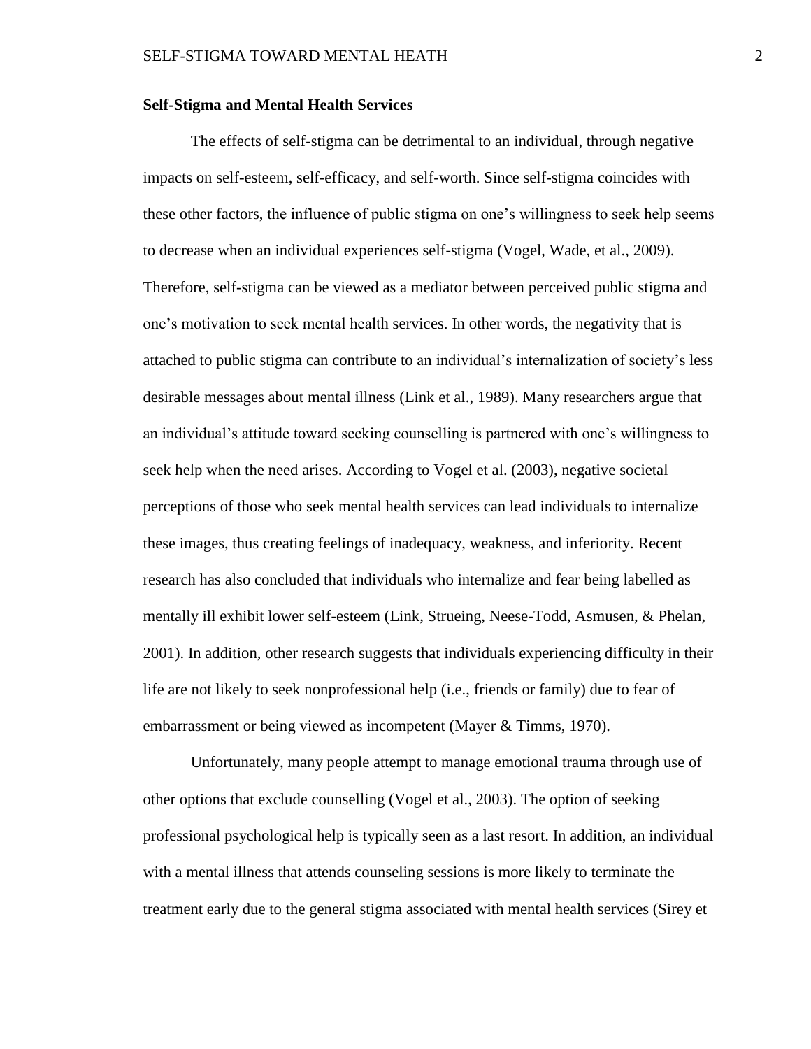**Self-Stigma and Mental Health Services**

The effects of self-stigma can be detrimental to an individual, through negative impacts on self-esteem, self-efficacy, and self-worth. Since self-stigma coincides with these other factors, the influence of public stigma on one's willingness to seek help seems to decrease when an individual experiences self-stigma (Vogel, Wade, et al., 2009). Therefore, self-stigma can be viewed as a mediator between perceived public stigma and one's motivation to seek mental health services. In other words, the negativity that is attached to public stigma can contribute to an individual's internalization of society's less desirable messages about mental illness (Link et al., 1989). Many researchers argue that an individual's attitude toward seeking counselling is partnered with one's willingness to seek help when the need arises. According to Vogel et al. (2003), negative societal perceptions of those who seek mental health services can lead individuals to internalize these images, thus creating feelings of inadequacy, weakness, and inferiority. Recent research has also concluded that individuals who internalize and fear being labelled as mentally ill exhibit lower self-esteem (Link, Strueing, Neese-Todd, Asmusen, & Phelan, 2001). In addition, other research suggests that individuals experiencing difficulty in their life are not likely to seek nonprofessional help (i.e., friends or family) due to fear of embarrassment or being viewed as incompetent (Mayer & Timms, 1970).

Unfortunately, many people attempt to manage emotional trauma through use of other options that exclude counselling (Vogel et al., 2003). The option of seeking professional psychological help is typically seen as a last resort. In addition, an individual with a mental illness that attends counseling sessions is more likely to terminate the treatment early due to the general stigma associated with mental health services (Sirey et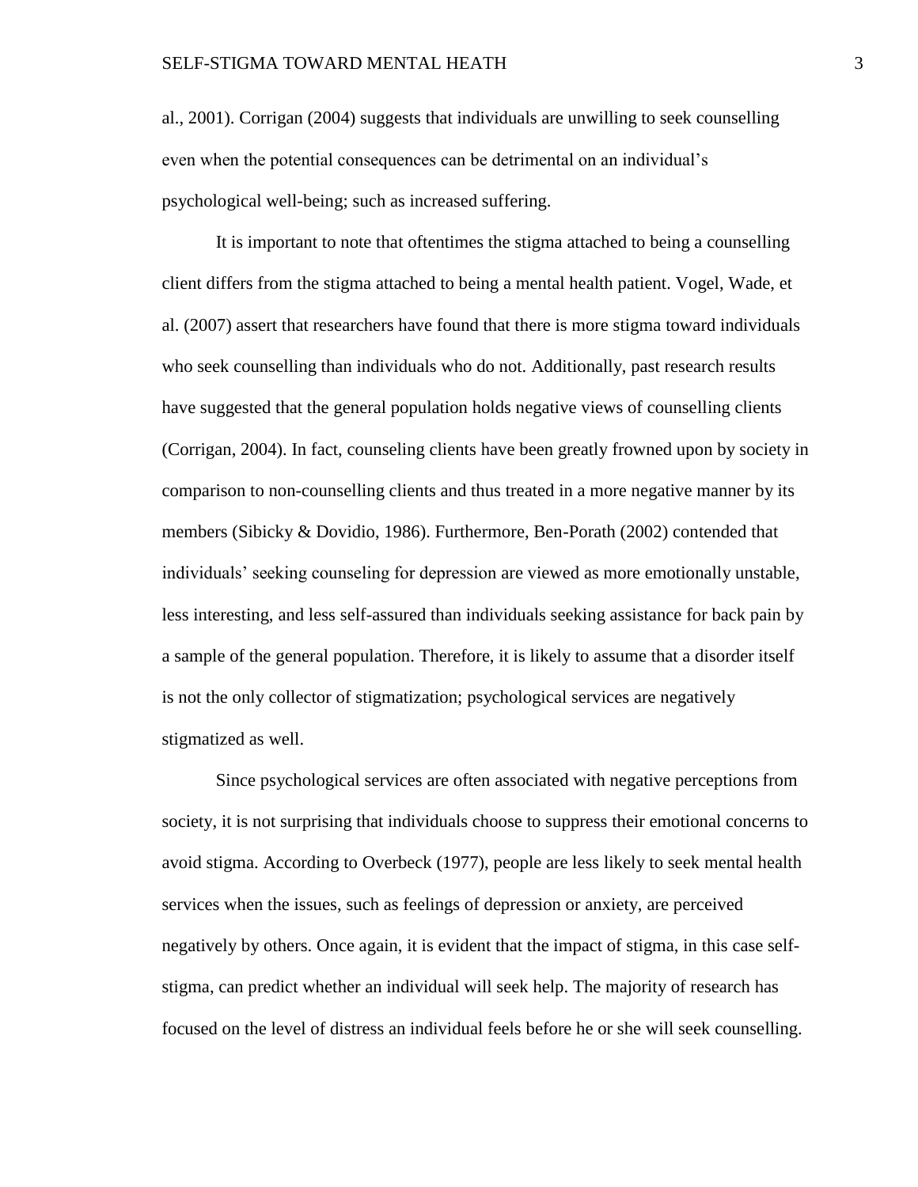al., 2001). Corrigan (2004) suggests that individuals are unwilling to seek counselling even when the potential consequences can be detrimental on an individual's psychological well-being; such as increased suffering.

It is important to note that oftentimes the stigma attached to being a counselling client differs from the stigma attached to being a mental health patient. Vogel, Wade, et al. (2007) assert that researchers have found that there is more stigma toward individuals who seek counselling than individuals who do not. Additionally, past research results have suggested that the general population holds negative views of counselling clients (Corrigan, 2004). In fact, counseling clients have been greatly frowned upon by society in comparison to non-counselling clients and thus treated in a more negative manner by its members (Sibicky & Dovidio, 1986). Furthermore, Ben-Porath (2002) contended that individuals' seeking counseling for depression are viewed as more emotionally unstable, less interesting, and less self-assured than individuals seeking assistance for back pain by a sample of the general population. Therefore, it is likely to assume that a disorder itself is not the only collector of stigmatization; psychological services are negatively stigmatized as well.

Since psychological services are often associated with negative perceptions from society, it is not surprising that individuals choose to suppress their emotional concerns to avoid stigma. According to Overbeck (1977), people are less likely to seek mental health services when the issues, such as feelings of depression or anxiety, are perceived negatively by others. Once again, it is evident that the impact of stigma, in this case self-stigma, can predict whether an individual will seek help. The majority of research has focused on the level of distress an individual feels before he or she will seek counselling.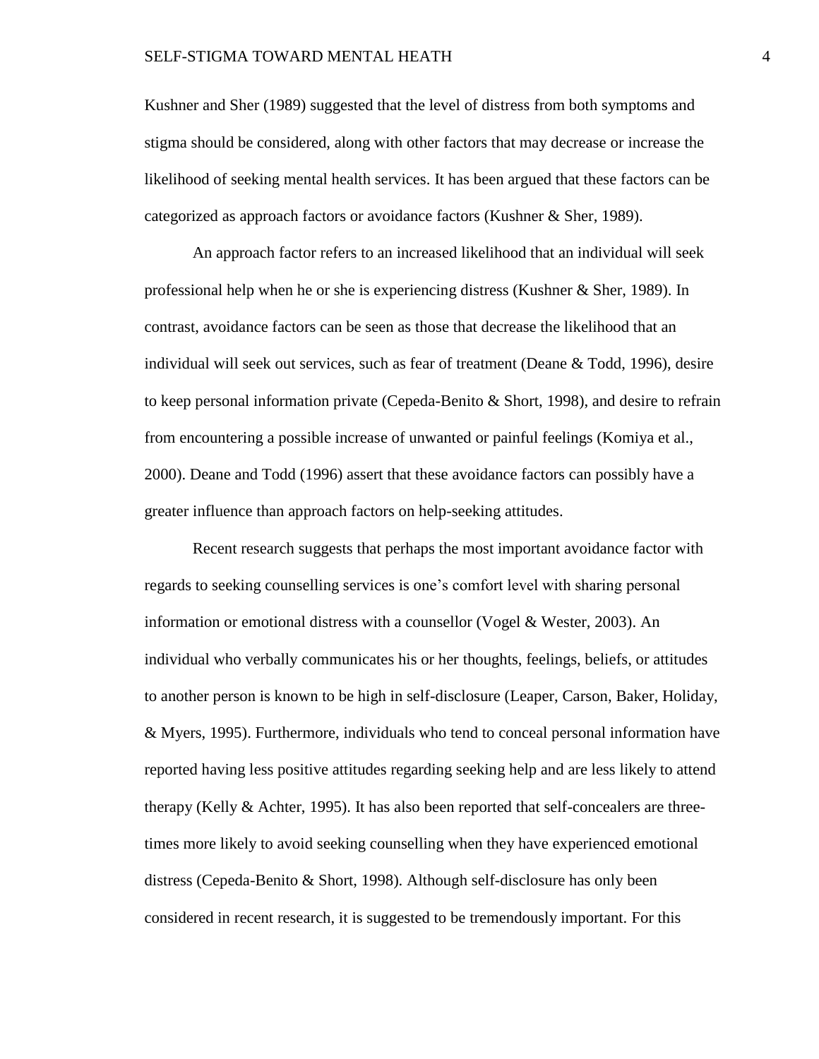Kushner and Sher (1989) suggested that the level of distress from both symptoms and stigma should be considered, along with other factors that may decrease or increase the likelihood of seeking mental health services. It has been argued that these factors can be categorized as approach factors or avoidance factors (Kushner & Sher, 1989).

An approach factor refers to an increased likelihood that an individual will seek professional help when he or she is experiencing distress (Kushner & Sher, 1989). In contrast, avoidance factors can be seen as those that decrease the likelihood that an individual will seek out services, such as fear of treatment (Deane & Todd, 1996), desire to keep personal information private (Cepeda-Benito & Short, 1998), and desire to refrain from encountering a possible increase of unwanted or painful feelings (Komiya et al., 2000). Deane and Todd (1996) assert that these avoidance factors can possibly have a greater influence than approach factors on help-seeking attitudes.

Recent research suggests that perhaps the most important avoidance factor with regards to seeking counselling services is one's comfort level with sharing personal information or emotional distress with a counsellor (Vogel & Wester, 2003). An individual who verbally communicates his or her thoughts, feelings, beliefs, or attitudes to another person is known to be high in self-disclosure (Leaper, Carson, Baker, Holiday, & Myers, 1995). Furthermore, individuals who tend to conceal personal information have reported having less positive attitudes regarding seeking help and are less likely to attend therapy (Kelly & Achter, 1995). It has also been reported that self-concealers are three-times more likely to avoid seeking counselling when they have experienced emotional distress (Cepeda-Benito & Short, 1998). Although self-disclosure has only been considered in recent research, it is suggested to be tremendously important. For this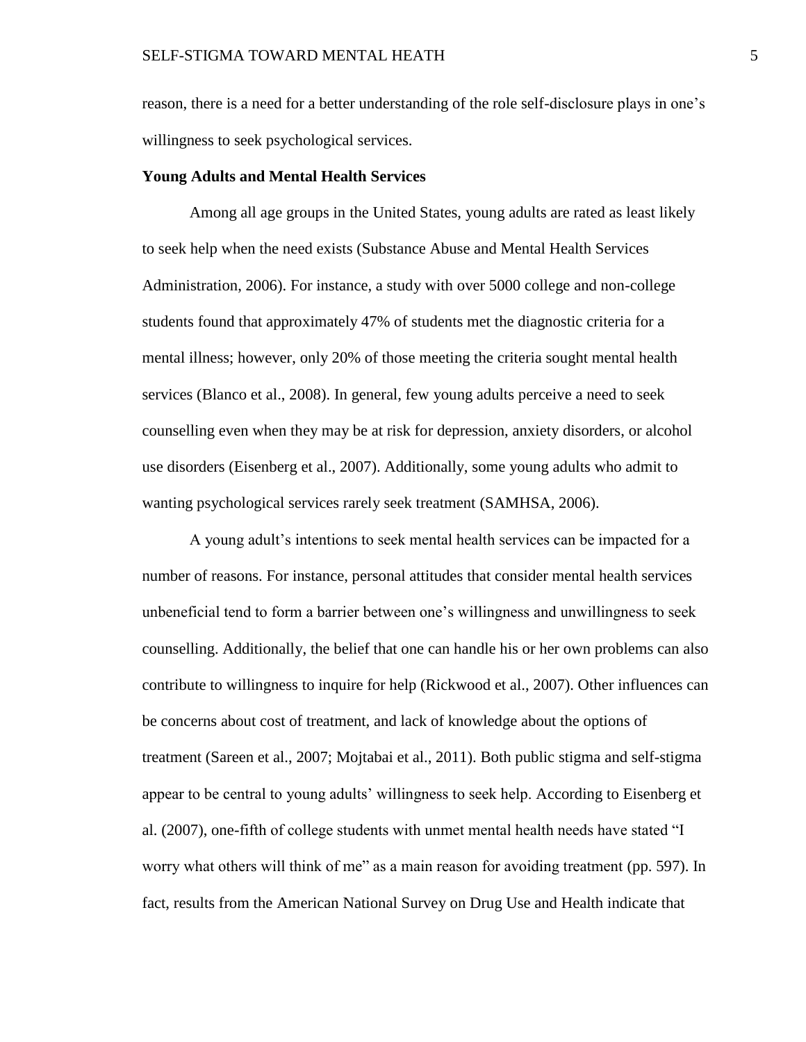reason, there is a need for a better understanding of the role self-disclosure plays in one's willingness to seek psychological services.

**Young Adults and Mental Health Services**

Among all age groups in the United States, young adults are rated as least likely to seek help when the need exists (Substance Abuse and Mental Health Services Administration, 2006). For instance, a study with over 5000 college and non-college students found that approximately 47% of students met the diagnostic criteria for a mental illness; however, only 20% of those meeting the criteria sought mental health services (Blanco et al., 2008). In general, few young adults perceive a need to seek counselling even when they may be at risk for depression, anxiety disorders, or alcohol use disorders (Eisenberg et al., 2007). Additionally, some young adults who admit to wanting psychological services rarely seek treatment (SAMHSA, 2006).

A young adult's intentions to seek mental health services can be impacted for a number of reasons. For instance, personal attitudes that consider mental health services unbeneficial tend to form a barrier between one's willingness and unwillingness to seek counselling. Additionally, the belief that one can handle his or her own problems can also contribute to willingness to inquire for help (Rickwood et al., 2007). Other influences can be concerns about cost of treatment, and lack of knowledge about the options of treatment (Sareen et al., 2007; Mojtabai et al., 2011). Both public stigma and self-stigma appear to be central to young adults' willingness to seek help. According to Eisenberg et al. (2007), one-fifth of college students with unmet mental health needs have stated "I worry what others will think of me" as a main reason for avoiding treatment (pp. 597). In fact, results from the American National Survey on Drug Use and Health indicate that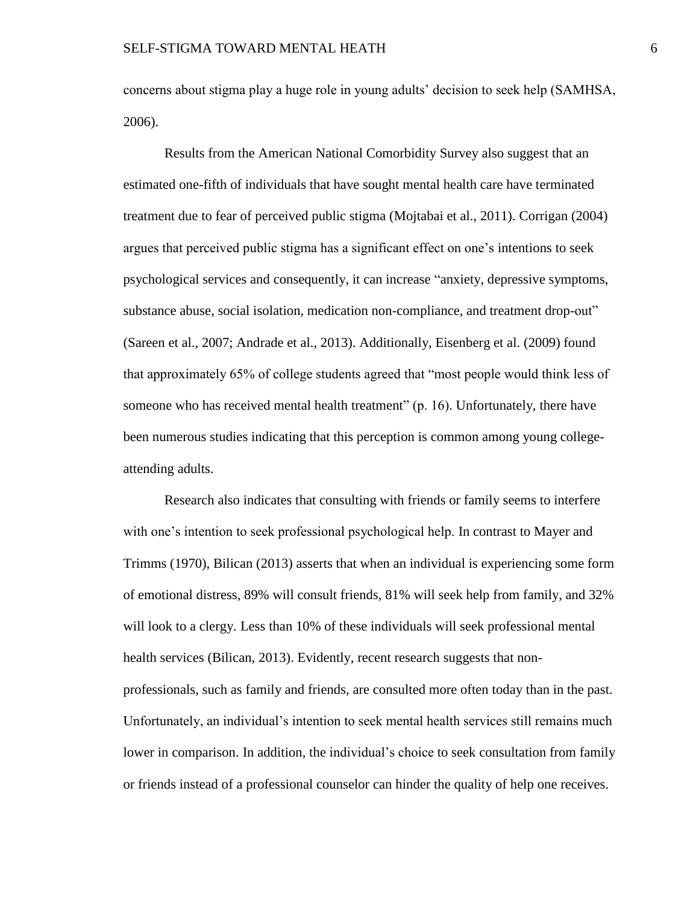concerns about stigma play a huge role in young adults' decision to seek help (SAMHSA, 2006).

Results from the American National Comorbidity Survey also suggest that an estimated one-fifth of individuals that have sought mental health care have terminated treatment due to fear of perceived public stigma (Mojtabai et al., 2011). Corrigan (2004) argues that perceived public stigma has a significant effect on one's intentions to seek psychological services and consequently, it can increase "anxiety, depressive symptoms, substance abuse, social isolation, medication non-compliance, and treatment drop-out" (Sareen et al., 2007; Andrade et al., 2013). Additionally, Eisenberg et al. (2009) found that approximately 65% of college students agreed that "most people would think less of someone who has received mental health treatment" (p. 16). Unfortunately, there have been numerous studies indicating that this perception is common among young college-attending adults.

Research also indicates that consulting with friends or family seems to interfere with one's intention to seek professional psychological help. In contrast to Mayer and Trimms (1970), Bilican (2013) asserts that when an individual is experiencing some form of emotional distress, 89% will consult friends, 81% will seek help from family, and 32% will look to a clergy. Less than 10% of these individuals will seek professional mental health services (Bilican, 2013). Evidently, recent research suggests that non-professionals, such as family and friends, are consulted more often today than in the past. Unfortunately, an individual's intention to seek mental health services still remains much lower in comparison. In addition, the individual's choice to seek consultation from family or friends instead of a professional counselor can hinder the quality of help one receives.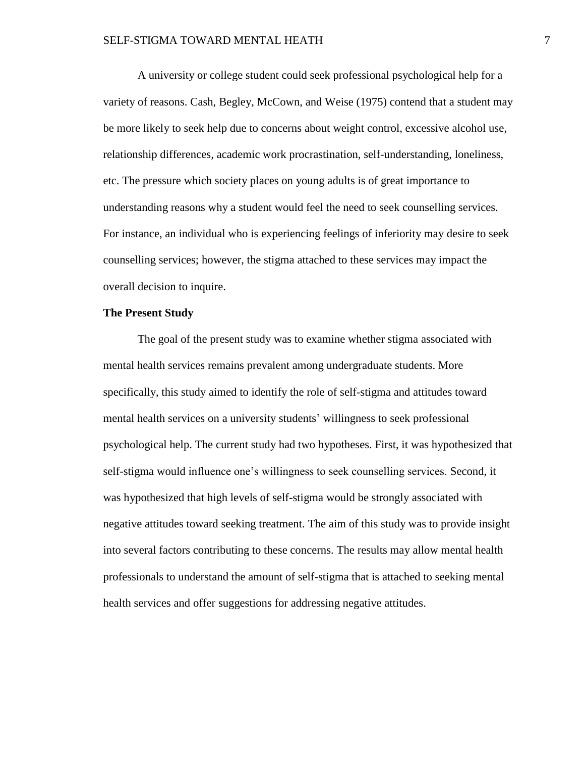A university or college student could seek professional psychological help for a variety of reasons. Cash, Begley, McCown, and Weise (1975) contend that a student may be more likely to seek help due to concerns about weight control, excessive alcohol use, relationship differences, academic work procrastination, self-understanding, loneliness, etc. The pressure which society places on young adults is of great importance to understanding reasons why a student would feel the need to seek counselling services. For instance, an individual who is experiencing feelings of inferiority may desire to seek counselling services; however, the stigma attached to these services may impact the overall decision to inquire.

## The Present Study

The goal of the present study was to examine whether stigma associated with mental health services remains prevalent among undergraduate students. More specifically, this study aimed to identify the role of self-stigma and attitudes toward mental health services on a university students' willingness to seek professional psychological help. The current study had two hypotheses. First, it was hypothesized that self-stigma would influence one's willingness to seek counselling services. Second, it was hypothesized that high levels of self-stigma would be strongly associated with negative attitudes toward seeking treatment. The aim of this study was to provide insight into several factors contributing to these concerns. The results may allow mental health professionals to understand the amount of self-stigma that is attached to seeking mental health services and offer suggestions for addressing negative attitudes.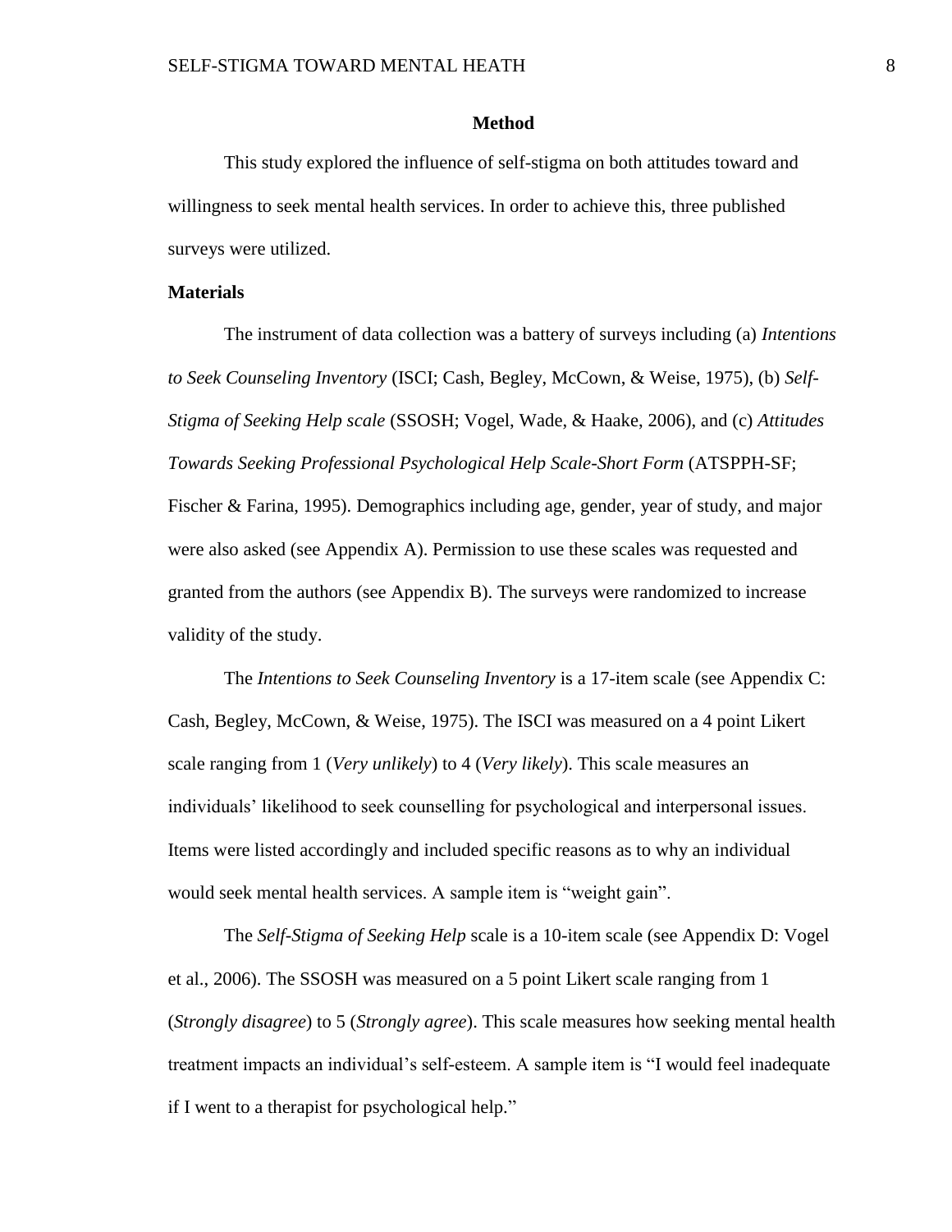## Method

This study explored the influence of self-stigma on both attitudes toward and willingness to seek mental health services. In order to achieve this, three published surveys were utilized.

### Materials

The instrument of data collection was a battery of surveys including (a) *Intentions to Seek Counseling Inventory* (ISCI; Cash, Begley, McCown, & Weise, 1975), (b) *Self-Stigma of Seeking Help scale* (SSOSH; Vogel, Wade, & Haake, 2006), and (c) *Attitudes Towards Seeking Professional Psychological Help Scale-Short Form* (ATSPPH-SF; Fischer & Farina, 1995). Demographics including age, gender, year of study, and major were also asked (see Appendix A). Permission to use these scales was requested and granted from the authors (see Appendix B). The surveys were randomized to increase validity of the study.

The *Intentions to Seek Counseling Inventory* is a 17-item scale (see Appendix C: Cash, Begley, McCown, & Weise, 1975). The ISCI was measured on a 4 point Likert scale ranging from 1 (*Very unlikely*) to 4 (*Very likely*). This scale measures an individuals' likelihood to seek counselling for psychological and interpersonal issues. Items were listed accordingly and included specific reasons as to why an individual would seek mental health services. A sample item is "weight gain".

The *Self-Stigma of Seeking Help* scale is a 10-item scale (see Appendix D: Vogel et al., 2006). The SSOSH was measured on a 5 point Likert scale ranging from 1 (*Strongly disagree*) to 5 (*Strongly agree*). This scale measures how seeking mental health treatment impacts an individual's self-esteem. A sample item is "I would feel inadequate if I went to a therapist for psychological help."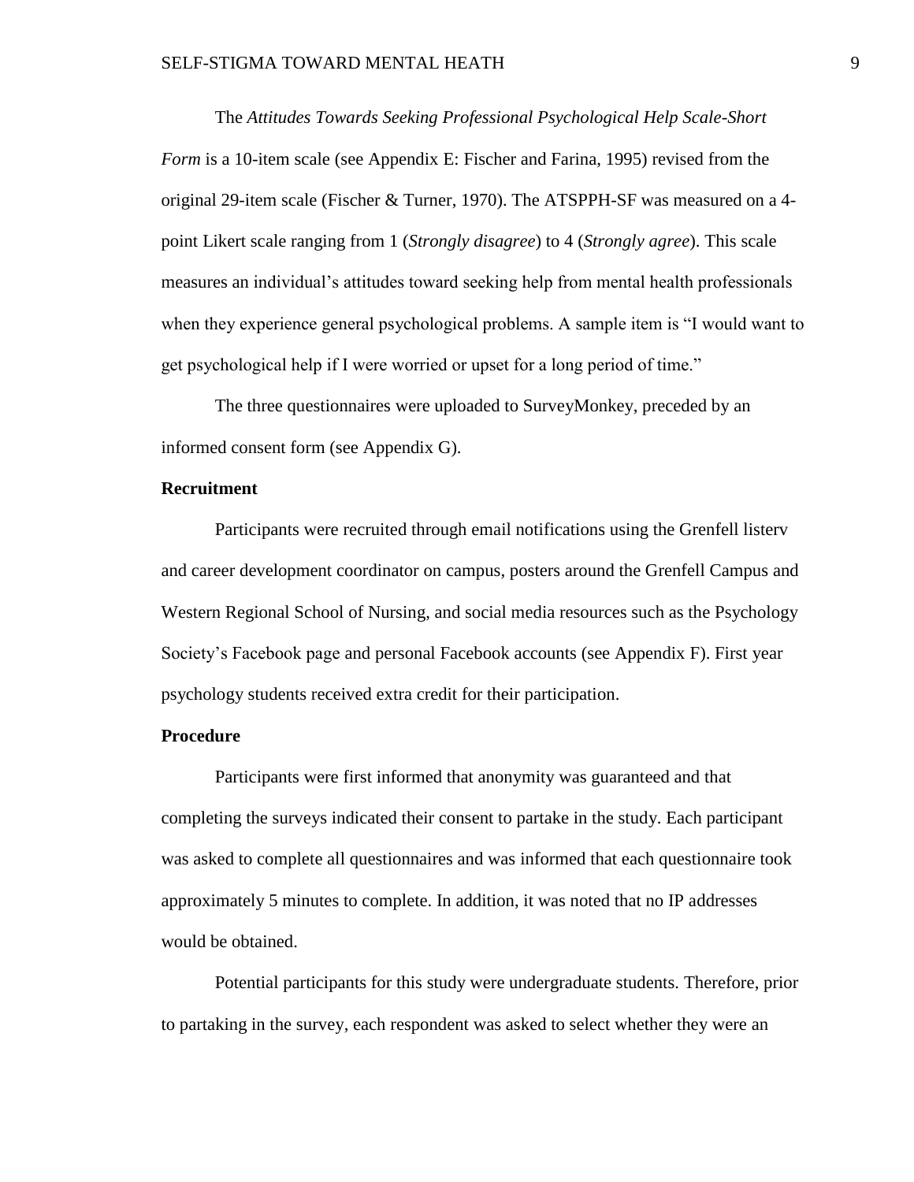The *Attitudes Towards Seeking Professional Psychological Help Scale-Short Form* is a 10-item scale (see Appendix E: Fischer and Farina, 1995) revised from the original 29-item scale (Fischer & Turner, 1970). The ATSPPH-SF was measured on a 4-point Likert scale ranging from 1 (*Strongly disagree*) to 4 (*Strongly agree*). This scale measures an individual's attitudes toward seeking help from mental health professionals when they experience general psychological problems. A sample item is "I would want to get psychological help if I were worried or upset for a long period of time."

The three questionnaires were uploaded to SurveyMonkey, preceded by an informed consent form (see Appendix G).

**Recruitment**

Participants were recruited through email notifications using the Grenfell listerv and career development coordinator on campus, posters around the Grenfell Campus and Western Regional School of Nursing, and social media resources such as the Psychology Society's Facebook page and personal Facebook accounts (see Appendix F). First year psychology students received extra credit for their participation.

**Procedure**

Participants were first informed that anonymity was guaranteed and that completing the surveys indicated their consent to partake in the study. Each participant was asked to complete all questionnaires and was informed that each questionnaire took approximately 5 minutes to complete. In addition, it was noted that no IP addresses would be obtained.

Potential participants for this study were undergraduate students. Therefore, prior to partaking in the survey, each respondent was asked to select whether they were an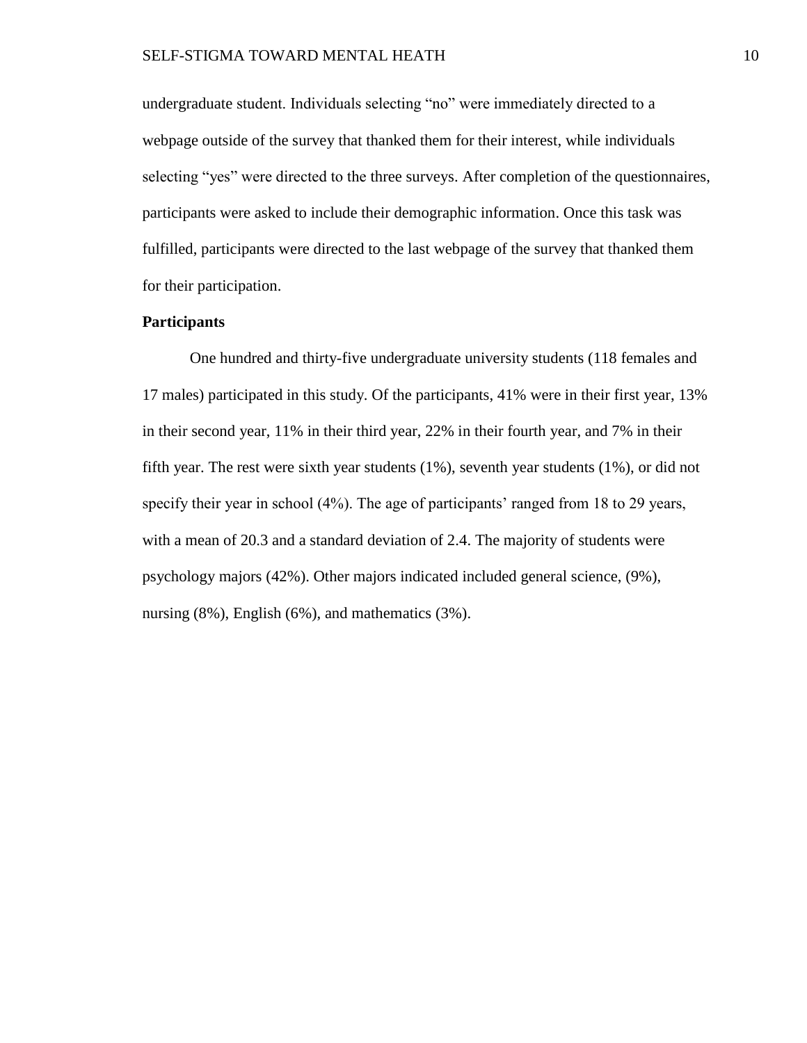undergraduate student. Individuals selecting "no" were immediately directed to a webpage outside of the survey that thanked them for their interest, while individuals selecting "yes" were directed to the three surveys. After completion of the questionnaires, participants were asked to include their demographic information. Once this task was fulfilled, participants were directed to the last webpage of the survey that thanked them for their participation.

## Participants

One hundred and thirty-five undergraduate university students (118 females and 17 males) participated in this study. Of the participants, 41% were in their first year, 13% in their second year, 11% in their third year, 22% in their fourth year, and 7% in their fifth year. The rest were sixth year students (1%), seventh year students (1%), or did not specify their year in school (4%). The age of participants' ranged from 18 to 29 years, with a mean of 20.3 and a standard deviation of 2.4. The majority of students were psychology majors (42%). Other majors indicated included general science, (9%), nursing (8%), English (6%), and mathematics (3%).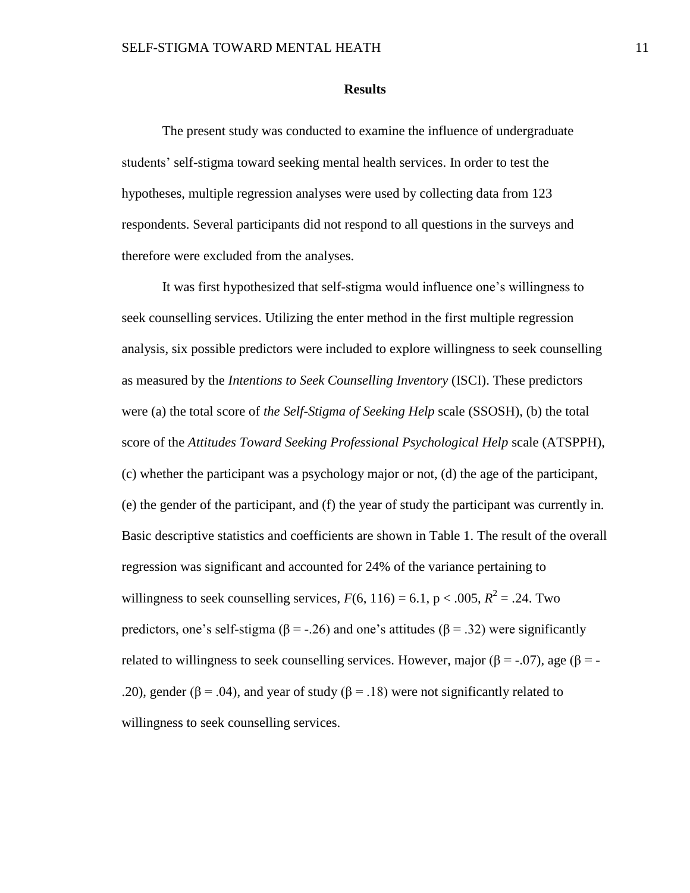## Results

The present study was conducted to examine the influence of undergraduate students' self-stigma toward seeking mental health services. In order to test the hypotheses, multiple regression analyses were used by collecting data from 123 respondents. Several participants did not respond to all questions in the surveys and therefore were excluded from the analyses.

It was first hypothesized that self-stigma would influence one's willingness to seek counselling services. Utilizing the enter method in the first multiple regression analysis, six possible predictors were included to explore willingness to seek counselling as measured by the *Intentions to Seek Counselling Inventory* (ISCI). These predictors were (a) the total score of *the Self-Stigma of Seeking Help* scale (SSOSH), (b) the total score of the *Attitudes Toward Seeking Professional Psychological Help* scale (ATSPPH), (c) whether the participant was a psychology major or not, (d) the age of the participant, (e) the gender of the participant, and (f) the year of study the participant was currently in. Basic descriptive statistics and coefficients are shown in Table 1. The result of the overall regression was significant and accounted for 24% of the variance pertaining to willingness to seek counselling services, $F(6, 116) = 6.1$, $p < .005$, $R^2 = .24$. Two predictors, one's self-stigma ($\beta = -.26$) and one's attitudes ($\beta = .32$) were significantly related to willingness to seek counselling services. However, major ($\beta = -.07$), age ($\beta = -.20$), gender ($\beta = .04$), and year of study ($\beta = .18$) were not significantly related to willingness to seek counselling services.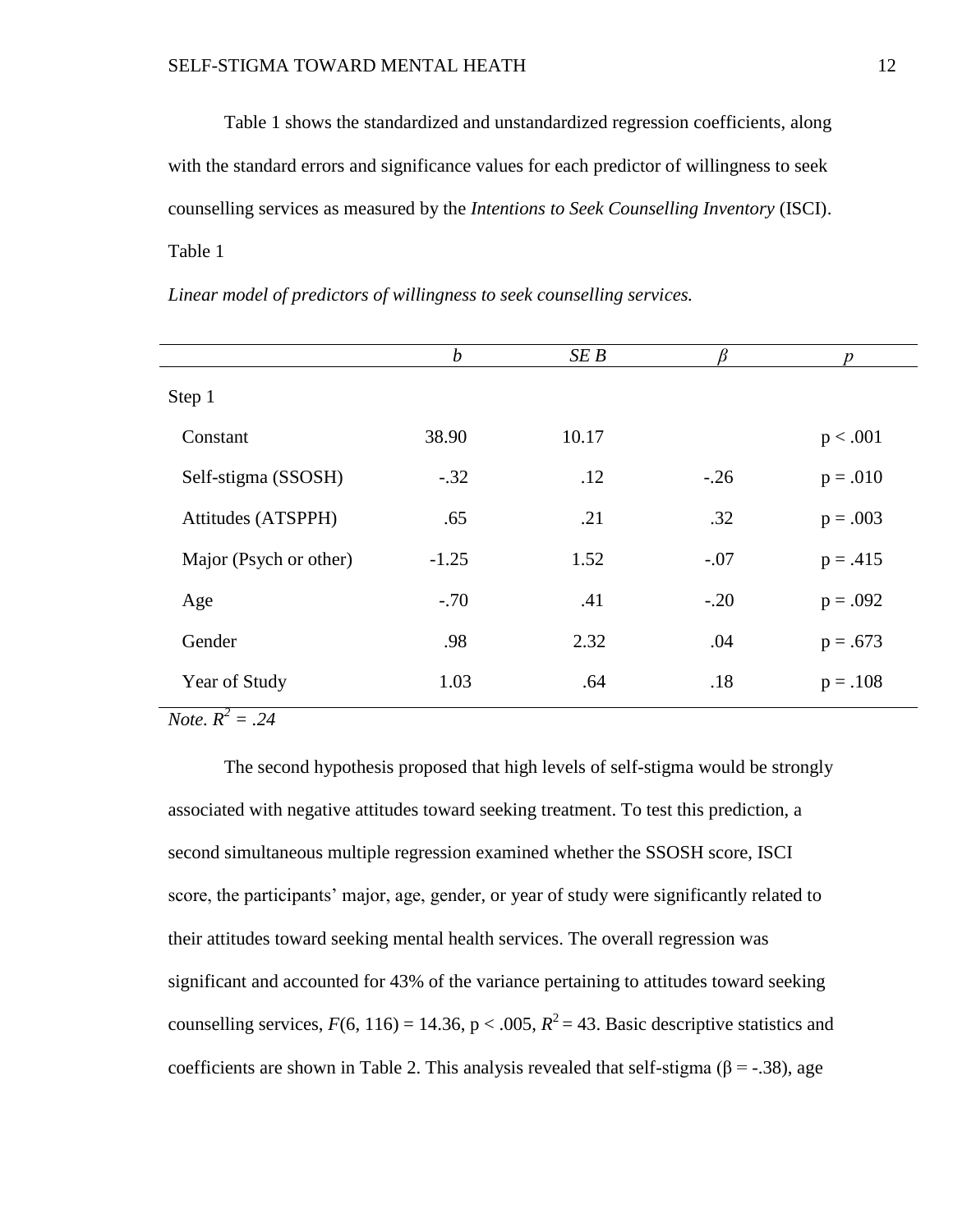Table 1 shows the standardized and unstandardized regression coefficients, along with the standard errors and significance values for each predictor of willingness to seek counselling services as measured by the *Intentions to Seek Counselling Inventory* (ISCI).

Table 1

*Linear model of predictors of willingness to seek counselling services.*

| | *b* | *SE B* | *β* | *p* |
|---|---|---|---|---|
| Step 1 | | | | |
| Constant | 38.90 | 10.17 | | p < .001 |
| Self-stigma (SSOSH) | -.32 | .12 | -.26 | p = .010 |
| Attitudes (ATSPPH) | .65 | .21 | .32 | p = .003 |
| Major (Psych or other) | -1.25 | 1.52 | -.07 | p = .415 |
| Age | -.70 | .41 | -.20 | p = .092 |
| Gender | .98 | 2.32 | .04 | p = .673 |
| Year of Study | 1.03 | .64 | .18 | p = .108 |

*Note.* $R^2 = .24$

The second hypothesis proposed that high levels of self-stigma would be strongly associated with negative attitudes toward seeking treatment. To test this prediction, a second simultaneous multiple regression examined whether the SSOSH score, ISCI score, the participants' major, age, gender, or year of study were significantly related to their attitudes toward seeking mental health services. The overall regression was significant and accounted for 43% of the variance pertaining to attitudes toward seeking counselling services, $F(6, 116) = 14.36$, $p < .005$, $R^2 = 43$. Basic descriptive statistics and coefficients are shown in Table 2. This analysis revealed that self-stigma ($\beta = -.38$), age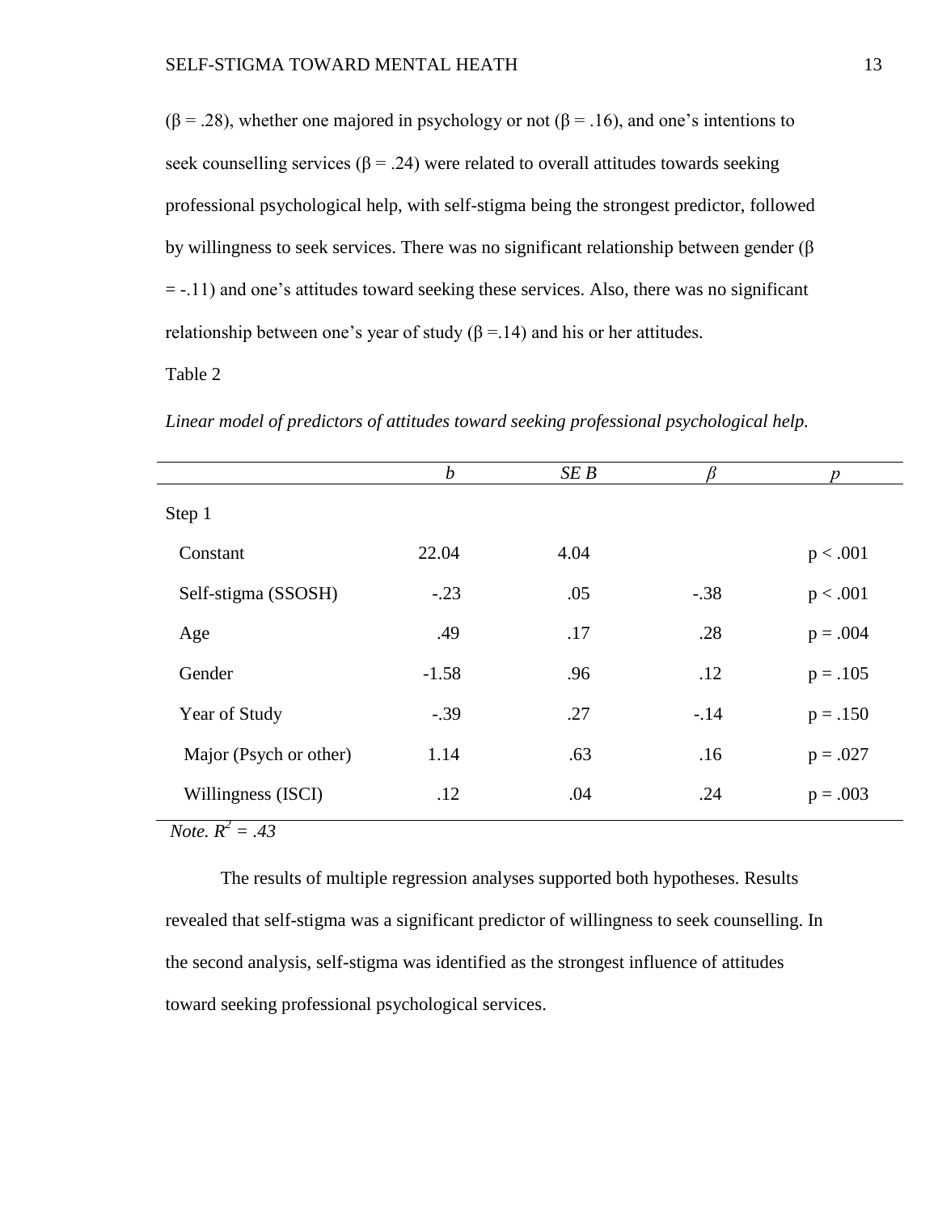(β = .28), whether one majored in psychology or not (β = .16), and one's intentions to seek counselling services (β = .24) were related to overall attitudes towards seeking professional psychological help, with self-stigma being the strongest predictor, followed by willingness to seek services. There was no significant relationship between gender (β = -.11) and one's attitudes toward seeking these services. Also, there was no significant relationship between one's year of study (β =.14) and his or her attitudes.

Table 2

*Linear model of predictors of attitudes toward seeking professional psychological help.*

| | *b* | *SE B* | *β* | *p* |
|---|---|---|---|---|
| Step 1 | | | | |
| Constant | 22.04 | 4.04 | | $p < .001$ |
| Self-stigma (SSOSH) | -.23 | .05 | -.38 | $p < .001$ |
| Age | .49 | .17 | .28 | $p = .004$ |
| Gender | -1.58 | .96 | .12 | $p = .105$ |
| Year of Study | -.39 | .27 | -.14 | $p = .150$ |
| Major (Psych or other) | 1.14 | .63 | .16 | $p = .027$ |
| Willingness (ISCI) | .12 | .04 | .24 | $p = .003$ |

*Note.* $R^2 = .43$

The results of multiple regression analyses supported both hypotheses. Results revealed that self-stigma was a significant predictor of willingness to seek counselling. In the second analysis, self-stigma was identified as the strongest influence of attitudes toward seeking professional psychological services.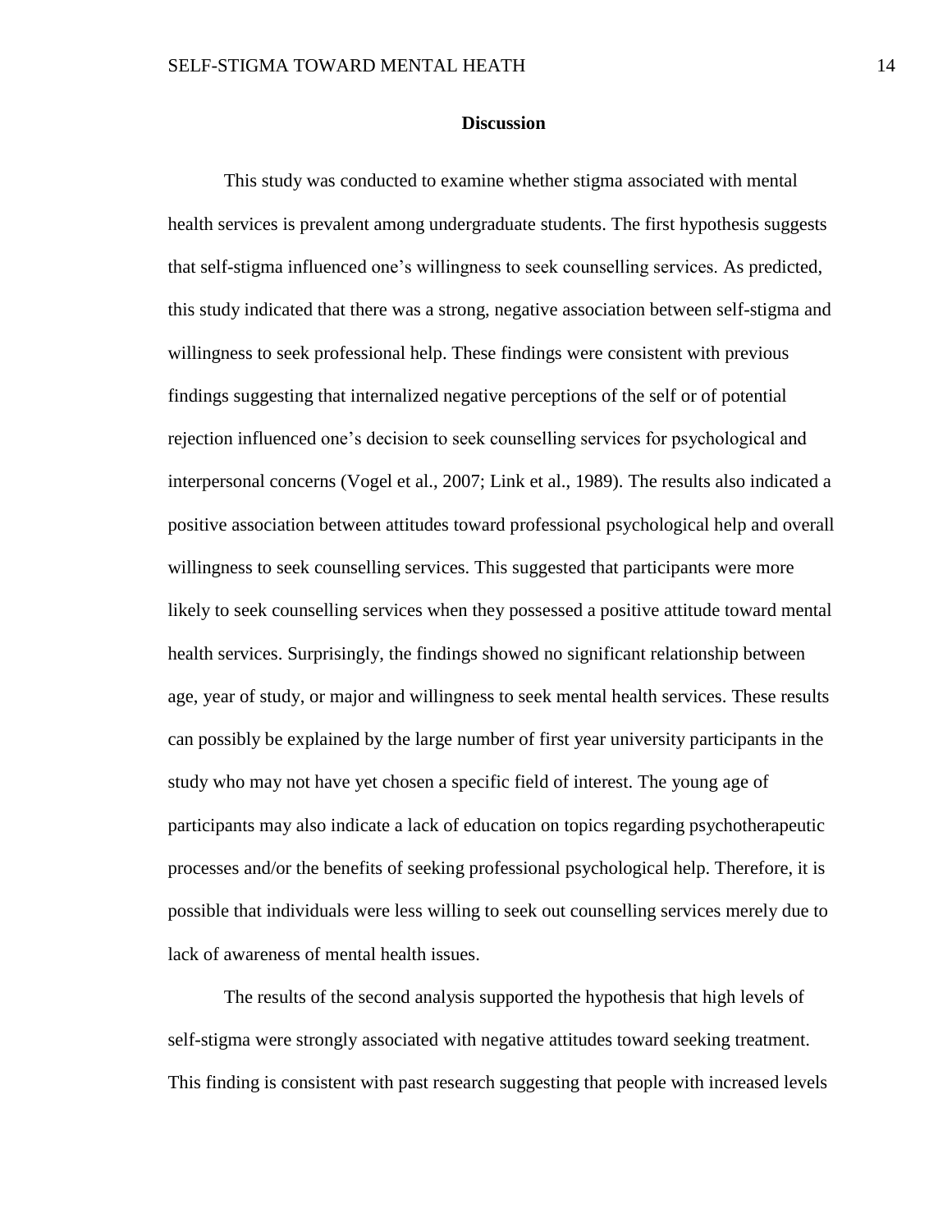## Discussion

This study was conducted to examine whether stigma associated with mental health services is prevalent among undergraduate students. The first hypothesis suggests that self-stigma influenced one's willingness to seek counselling services. As predicted, this study indicated that there was a strong, negative association between self-stigma and willingness to seek professional help. These findings were consistent with previous findings suggesting that internalized negative perceptions of the self or of potential rejection influenced one's decision to seek counselling services for psychological and interpersonal concerns (Vogel et al., 2007; Link et al., 1989). The results also indicated a positive association between attitudes toward professional psychological help and overall willingness to seek counselling services. This suggested that participants were more likely to seek counselling services when they possessed a positive attitude toward mental health services. Surprisingly, the findings showed no significant relationship between age, year of study, or major and willingness to seek mental health services. These results can possibly be explained by the large number of first year university participants in the study who may not have yet chosen a specific field of interest. The young age of participants may also indicate a lack of education on topics regarding psychotherapeutic processes and/or the benefits of seeking professional psychological help. Therefore, it is possible that individuals were less willing to seek out counselling services merely due to lack of awareness of mental health issues.

The results of the second analysis supported the hypothesis that high levels of self-stigma were strongly associated with negative attitudes toward seeking treatment. This finding is consistent with past research suggesting that people with increased levels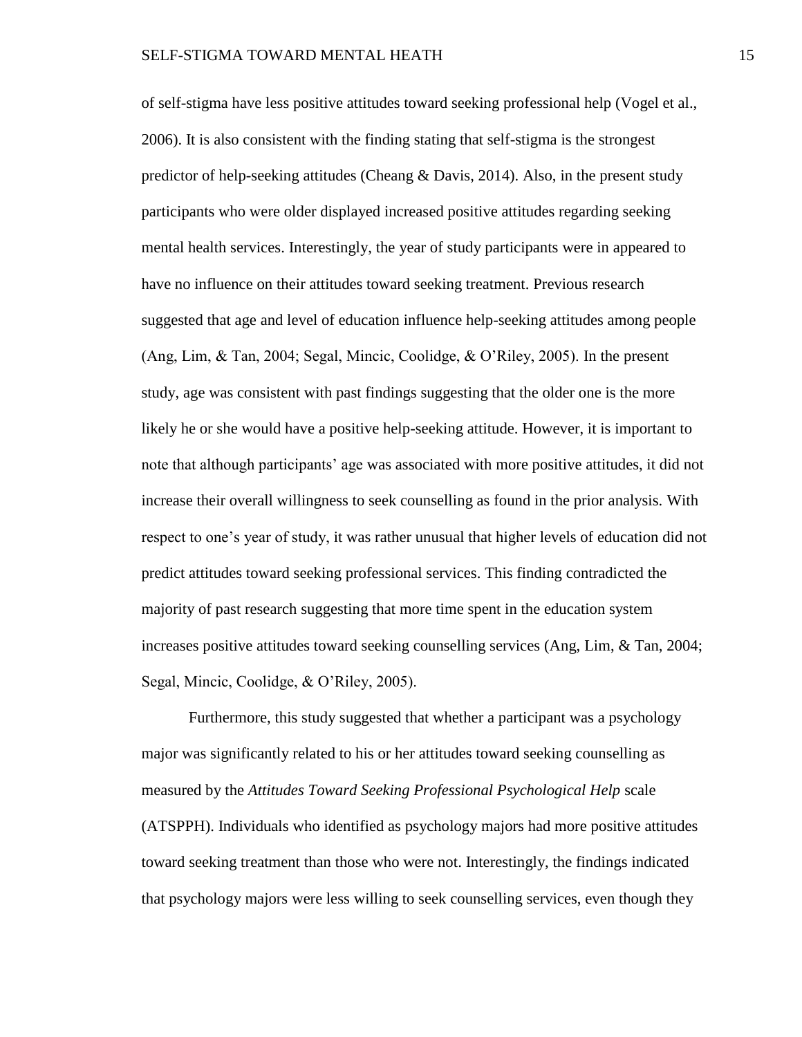of self-stigma have less positive attitudes toward seeking professional help (Vogel et al., 2006). It is also consistent with the finding stating that self-stigma is the strongest predictor of help-seeking attitudes (Cheang & Davis, 2014). Also, in the present study participants who were older displayed increased positive attitudes regarding seeking mental health services. Interestingly, the year of study participants were in appeared to have no influence on their attitudes toward seeking treatment. Previous research suggested that age and level of education influence help-seeking attitudes among people (Ang, Lim, & Tan, 2004; Segal, Mincic, Coolidge, & O'Riley, 2005). In the present study, age was consistent with past findings suggesting that the older one is the more likely he or she would have a positive help-seeking attitude. However, it is important to note that although participants' age was associated with more positive attitudes, it did not increase their overall willingness to seek counselling as found in the prior analysis. With respect to one's year of study, it was rather unusual that higher levels of education did not predict attitudes toward seeking professional services. This finding contradicted the majority of past research suggesting that more time spent in the education system increases positive attitudes toward seeking counselling services (Ang, Lim, & Tan, 2004; Segal, Mincic, Coolidge, & O'Riley, 2005).

Furthermore, this study suggested that whether a participant was a psychology major was significantly related to his or her attitudes toward seeking counselling as measured by the *Attitudes Toward Seeking Professional Psychological Help* scale (ATSPPH). Individuals who identified as psychology majors had more positive attitudes toward seeking treatment than those who were not. Interestingly, the findings indicated that psychology majors were less willing to seek counselling services, even though they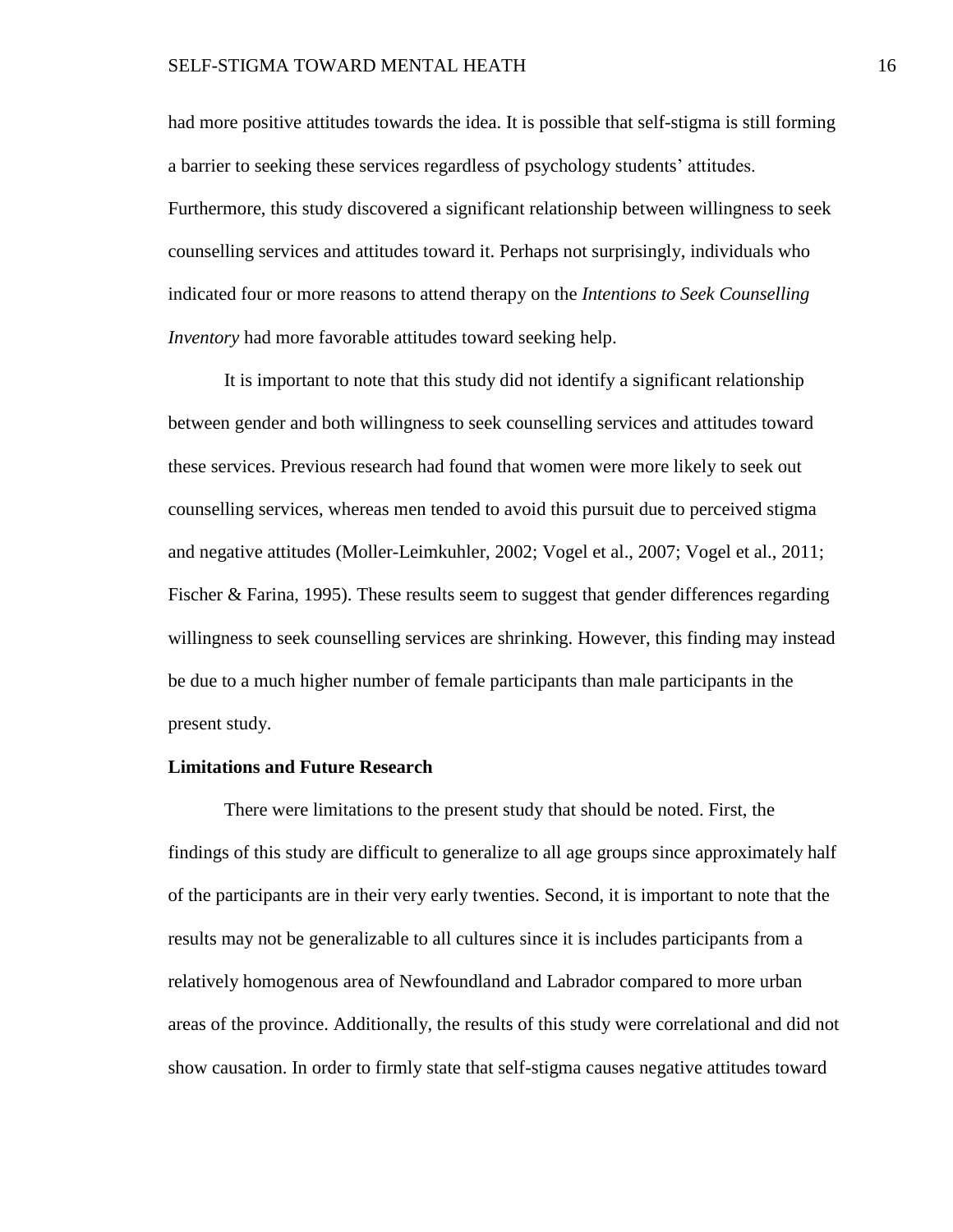had more positive attitudes towards the idea. It is possible that self-stigma is still forming a barrier to seeking these services regardless of psychology students' attitudes. Furthermore, this study discovered a significant relationship between willingness to seek counselling services and attitudes toward it. Perhaps not surprisingly, individuals who indicated four or more reasons to attend therapy on the *Intentions to Seek Counselling Inventory* had more favorable attitudes toward seeking help.

It is important to note that this study did not identify a significant relationship between gender and both willingness to seek counselling services and attitudes toward these services. Previous research had found that women were more likely to seek out counselling services, whereas men tended to avoid this pursuit due to perceived stigma and negative attitudes (Moller-Leimkuhler, 2002; Vogel et al., 2007; Vogel et al., 2011; Fischer & Farina, 1995). These results seem to suggest that gender differences regarding willingness to seek counselling services are shrinking. However, this finding may instead be due to a much higher number of female participants than male participants in the present study.

**Limitations and Future Research**

There were limitations to the present study that should be noted. First, the findings of this study are difficult to generalize to all age groups since approximately half of the participants are in their very early twenties. Second, it is important to note that the results may not be generalizable to all cultures since it is includes participants from a relatively homogenous area of Newfoundland and Labrador compared to more urban areas of the province. Additionally, the results of this study were correlational and did not show causation. In order to firmly state that self-stigma causes negative attitudes toward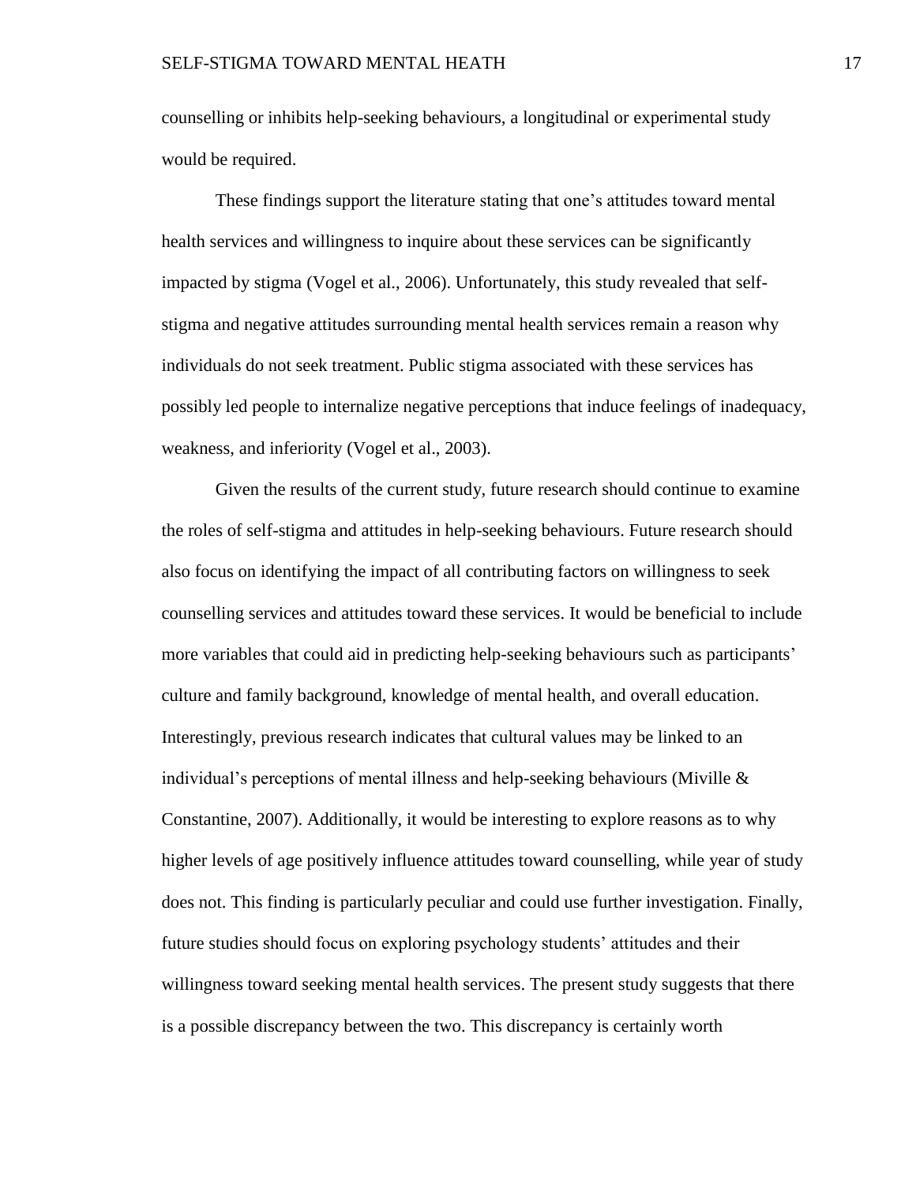counselling or inhibits help-seeking behaviours, a longitudinal or experimental study would be required.

These findings support the literature stating that one's attitudes toward mental health services and willingness to inquire about these services can be significantly impacted by stigma (Vogel et al., 2006). Unfortunately, this study revealed that self-stigma and negative attitudes surrounding mental health services remain a reason why individuals do not seek treatment. Public stigma associated with these services has possibly led people to internalize negative perceptions that induce feelings of inadequacy, weakness, and inferiority (Vogel et al., 2003).

Given the results of the current study, future research should continue to examine the roles of self-stigma and attitudes in help-seeking behaviours. Future research should also focus on identifying the impact of all contributing factors on willingness to seek counselling services and attitudes toward these services. It would be beneficial to include more variables that could aid in predicting help-seeking behaviours such as participants' culture and family background, knowledge of mental health, and overall education. Interestingly, previous research indicates that cultural values may be linked to an individual's perceptions of mental illness and help-seeking behaviours (Miville & Constantine, 2007). Additionally, it would be interesting to explore reasons as to why higher levels of age positively influence attitudes toward counselling, while year of study does not. This finding is particularly peculiar and could use further investigation. Finally, future studies should focus on exploring psychology students' attitudes and their willingness toward seeking mental health services. The present study suggests that there is a possible discrepancy between the two. This discrepancy is certainly worth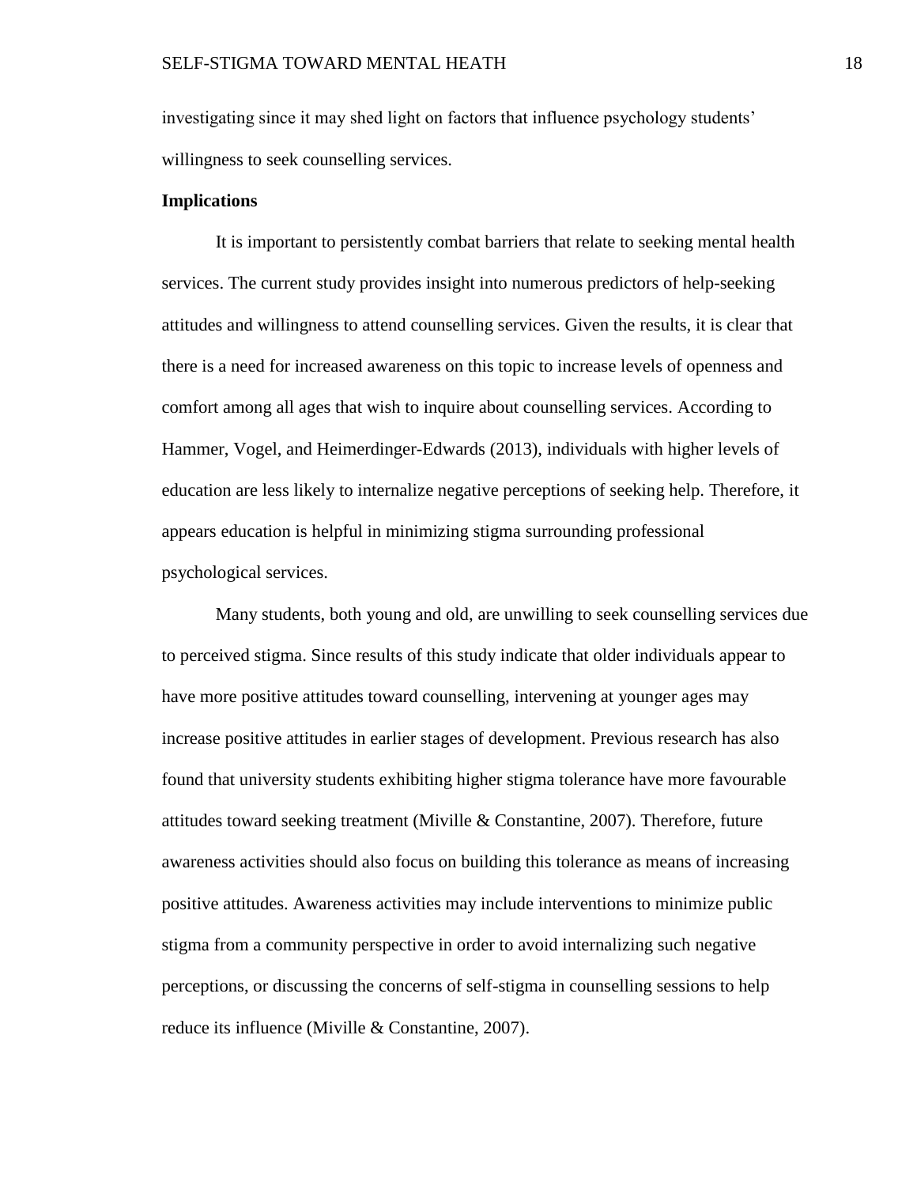investigating since it may shed light on factors that influence psychology students' willingness to seek counselling services.

**Implications**

It is important to persistently combat barriers that relate to seeking mental health services. The current study provides insight into numerous predictors of help-seeking attitudes and willingness to attend counselling services. Given the results, it is clear that there is a need for increased awareness on this topic to increase levels of openness and comfort among all ages that wish to inquire about counselling services. According to Hammer, Vogel, and Heimerdinger-Edwards (2013), individuals with higher levels of education are less likely to internalize negative perceptions of seeking help. Therefore, it appears education is helpful in minimizing stigma surrounding professional psychological services.

Many students, both young and old, are unwilling to seek counselling services due to perceived stigma. Since results of this study indicate that older individuals appear to have more positive attitudes toward counselling, intervening at younger ages may increase positive attitudes in earlier stages of development. Previous research has also found that university students exhibiting higher stigma tolerance have more favourable attitudes toward seeking treatment (Miville & Constantine, 2007). Therefore, future awareness activities should also focus on building this tolerance as means of increasing positive attitudes. Awareness activities may include interventions to minimize public stigma from a community perspective in order to avoid internalizing such negative perceptions, or discussing the concerns of self-stigma in counselling sessions to help reduce its influence (Miville & Constantine, 2007).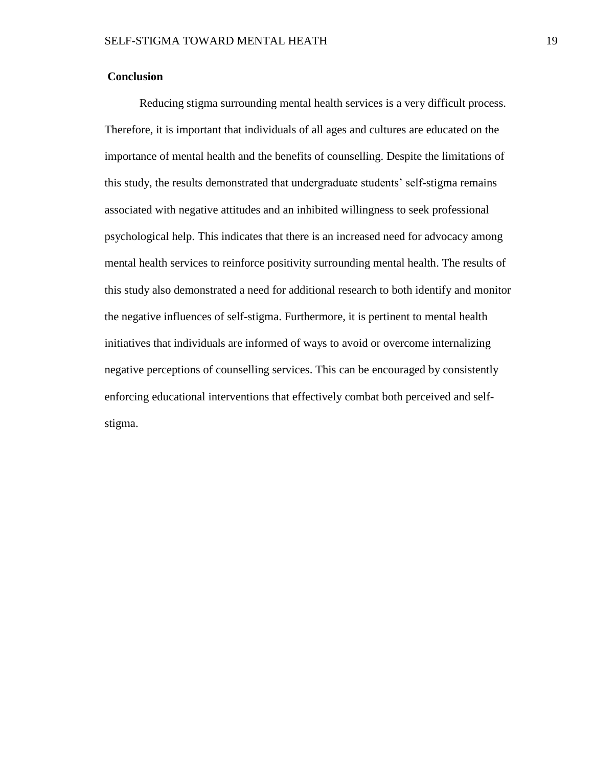## Conclusion

Reducing stigma surrounding mental health services is a very difficult process. Therefore, it is important that individuals of all ages and cultures are educated on the importance of mental health and the benefits of counselling. Despite the limitations of this study, the results demonstrated that undergraduate students' self-stigma remains associated with negative attitudes and an inhibited willingness to seek professional psychological help. This indicates that there is an increased need for advocacy among mental health services to reinforce positivity surrounding mental health. The results of this study also demonstrated a need for additional research to both identify and monitor the negative influences of self-stigma. Furthermore, it is pertinent to mental health initiatives that individuals are informed of ways to avoid or overcome internalizing negative perceptions of counselling services. This can be encouraged by consistently enforcing educational interventions that effectively combat both perceived and self-stigma.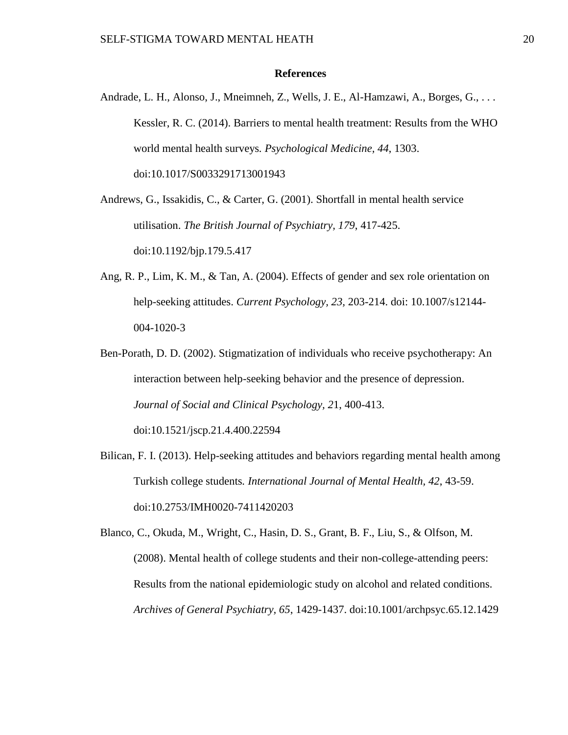# References

Andrade, L. H., Alonso, J., Mneimneh, Z., Wells, J. E., Al-Hamzawi, A., Borges, G., . . . Kessler, R. C. (2014). Barriers to mental health treatment: Results from the WHO world mental health surveys. *Psychological Medicine, 44*, 1303. doi:10.1017/S0033291713001943

Andrews, G., Issakidis, C., & Carter, G. (2001). Shortfall in mental health service utilisation. *The British Journal of Psychiatry, 179*, 417-425. doi:10.1192/bjp.179.5.417

Ang, R. P., Lim, K. M., & Tan, A. (2004). Effects of gender and sex role orientation on help-seeking attitudes. *Current Psychology, 23*, 203-214. doi: 10.1007/s12144-004-1020-3

Ben-Porath, D. D. (2002). Stigmatization of individuals who receive psychotherapy: An interaction between help-seeking behavior and the presence of depression. *Journal of Social and Clinical Psychology, 2*1, 400-413. doi:10.1521/jscp.21.4.400.22594

Bilican, F. I. (2013). Help-seeking attitudes and behaviors regarding mental health among Turkish college students. *International Journal of Mental Health, 42*, 43-59. doi:10.2753/IMH0020-7411420203

Blanco, C., Okuda, M., Wright, C., Hasin, D. S., Grant, B. F., Liu, S., & Olfson, M. (2008). Mental health of college students and their non-college-attending peers: Results from the national epidemiologic study on alcohol and related conditions. *Archives of General Psychiatry, 65*, 1429-1437. doi:10.1001/archpsyc.65.12.1429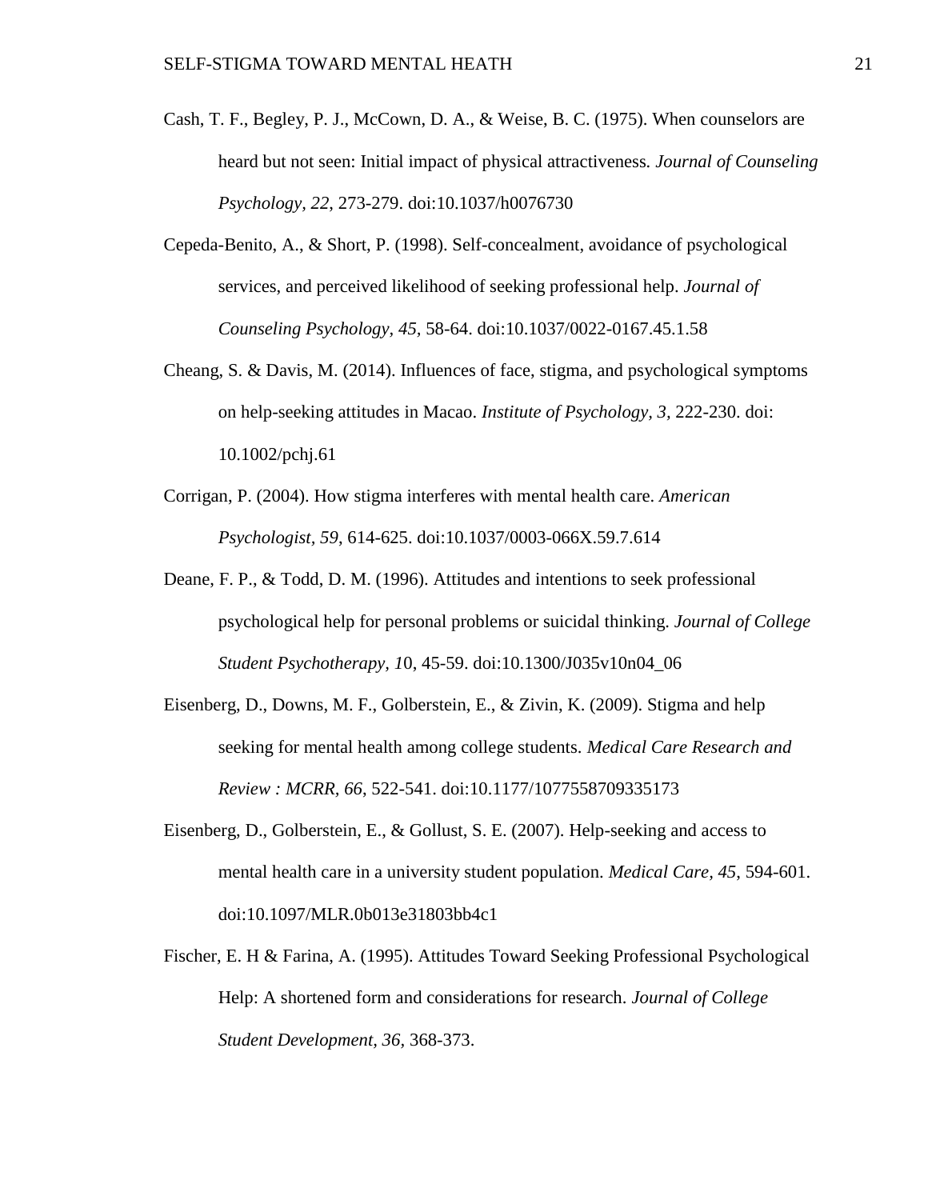Cash, T. F., Begley, P. J., McCown, D. A., & Weise, B. C. (1975). When counselors are heard but not seen: Initial impact of physical attractiveness. *Journal of Counseling Psychology, 22*, 273-279. doi:10.1037/h0076730

Cepeda-Benito, A., & Short, P. (1998). Self-concealment, avoidance of psychological services, and perceived likelihood of seeking professional help. *Journal of Counseling Psychology, 45*, 58-64. doi:10.1037/0022-0167.45.1.58

Cheang, S. & Davis, M. (2014). Influences of face, stigma, and psychological symptoms on help-seeking attitudes in Macao. *Institute of Psychology, 3,* 222-230. doi: 10.1002/pchj.61

Corrigan, P. (2004). How stigma interferes with mental health care. *American Psychologist, 59*, 614-625. doi:10.1037/0003-066X.59.7.614

Deane, F. P., & Todd, D. M. (1996). Attitudes and intentions to seek professional psychological help for personal problems or suicidal thinking. *Journal of College Student Psychotherapy, 10*, 45-59. doi:10.1300/J035v10n04_06

Eisenberg, D., Downs, M. F., Golberstein, E., & Zivin, K. (2009). Stigma and help seeking for mental health among college students. *Medical Care Research and Review : MCRR, 66*, 522-541. doi:10.1177/1077558709335173

Eisenberg, D., Golberstein, E., & Gollust, S. E. (2007). Help-seeking and access to mental health care in a university student population. *Medical Care, 45*, 594-601. doi:10.1097/MLR.0b013e31803bb4c1

Fischer, E. H & Farina, A. (1995). Attitudes Toward Seeking Professional Psychological Help: A shortened form and considerations for research. *Journal of College Student Development, 36,* 368-373.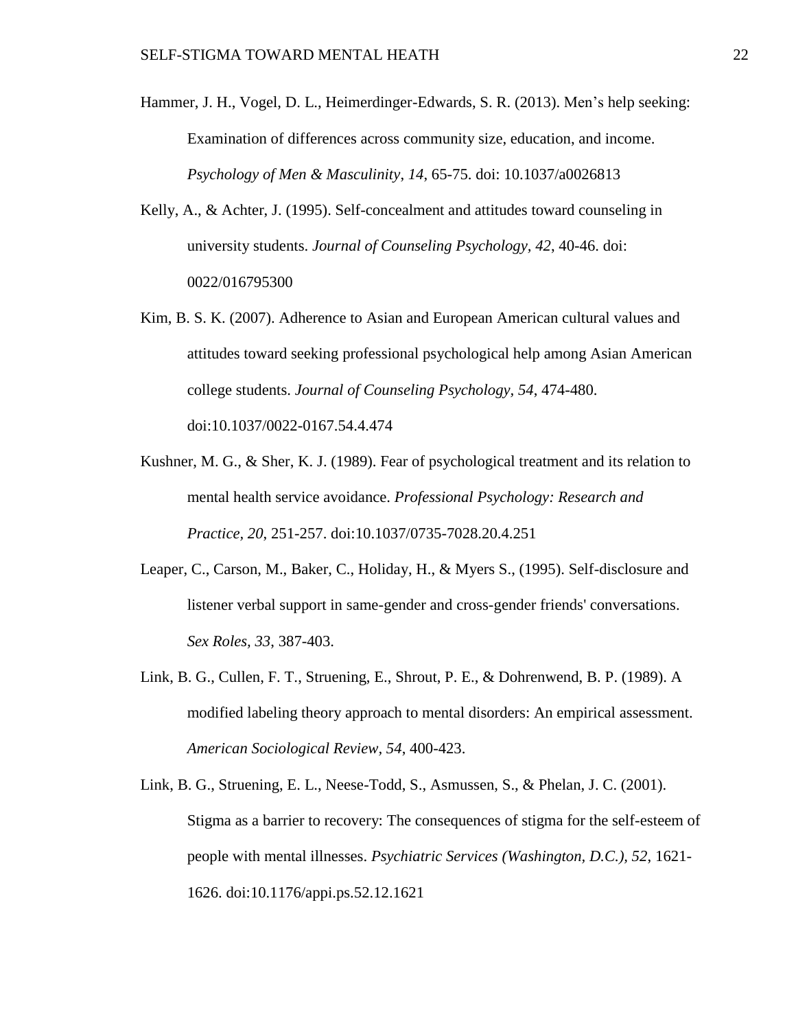Hammer, J. H., Vogel, D. L., Heimerdinger-Edwards, S. R. (2013). Men's help seeking: Examination of differences across community size, education, and income. *Psychology of Men & Masculinity*, *14*, 65-75. doi: 10.1037/a0026813

Kelly, A., & Achter, J. (1995). Self-concealment and attitudes toward counseling in university students. *Journal of Counseling Psychology, 42*, 40-46. doi: 0022/016795300

Kim, B. S. K. (2007). Adherence to Asian and European American cultural values and attitudes toward seeking professional psychological help among Asian American college students. *Journal of Counseling Psychology, 54*, 474-480. doi:10.1037/0022-0167.54.4.474

Kushner, M. G., & Sher, K. J. (1989). Fear of psychological treatment and its relation to mental health service avoidance. *Professional Psychology: Research and Practice, 20*, 251-257. doi:10.1037/0735-7028.20.4.251

Leaper, C., Carson, M., Baker, C., Holiday, H., & Myers S., (1995). Self-disclosure and listener verbal support in same-gender and cross-gender friends' conversations. *Sex Roles, 33*, 387-403.

Link, B. G., Cullen, F. T., Struening, E., Shrout, P. E., & Dohrenwend, B. P. (1989). A modified labeling theory approach to mental disorders: An empirical assessment. *American Sociological Review*, *54*, 400-423.

Link, B. G., Struening, E. L., Neese-Todd, S., Asmussen, S., & Phelan, J. C. (2001). Stigma as a barrier to recovery: The consequences of stigma for the self-esteem of people with mental illnesses. *Psychiatric Services (Washington, D.C.), 52*, 1621-1626. doi:10.1176/appi.ps.52.12.1621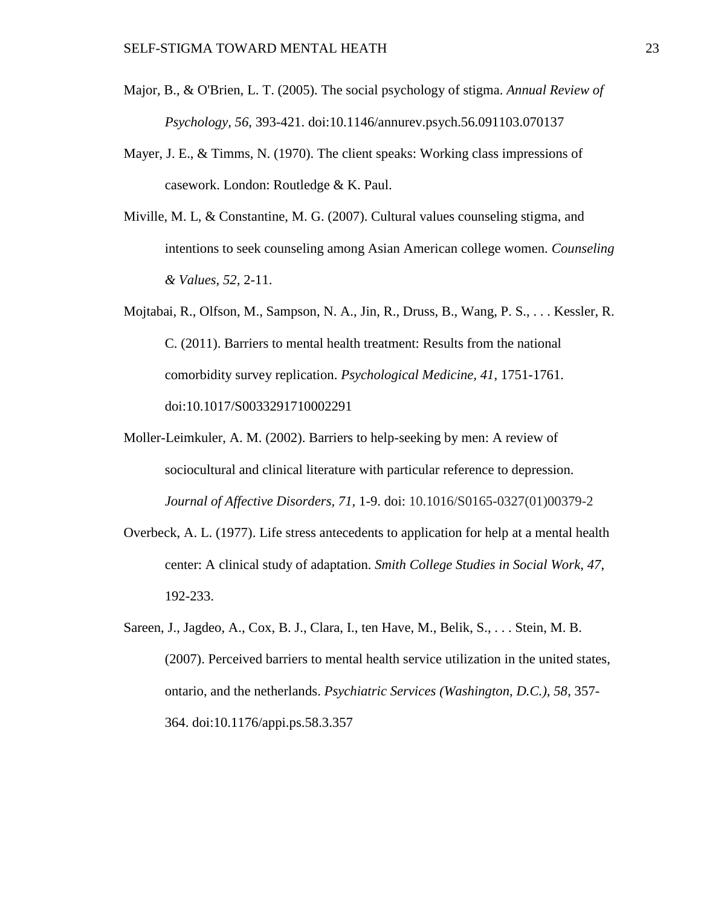Major, B., & O'Brien, L. T. (2005). The social psychology of stigma. *Annual Review of Psychology*, *56*, 393-421. doi:10.1146/annurev.psych.56.091103.070137

Mayer, J. E., & Timms, N. (1970). The client speaks: Working class impressions of casework. London: Routledge & K. Paul.

Miville, M. L, & Constantine, M. G. (2007). Cultural values counseling stigma, and intentions to seek counseling among Asian American college women. *Counseling & Values*, *52*, 2-11.

Mojtabai, R., Olfson, M., Sampson, N. A., Jin, R., Druss, B., Wang, P. S., . . . Kessler, R. C. (2011). Barriers to mental health treatment: Results from the national comorbidity survey replication. *Psychological Medicine*, *41*, 1751-1761. doi:10.1017/S0033291710002291

Moller-Leimkuler, A. M. (2002). Barriers to help-seeking by men: A review of sociocultural and clinical literature with particular reference to depression. *Journal of Affective Disorders*, *71*, 1-9. doi: 10.1016/S0165-0327(01)00379-2

Overbeck, A. L. (1977). Life stress antecedents to application for help at a mental health center: A clinical study of adaptation. *Smith College Studies in Social Work, 47*, 192-233.

Sareen, J., Jagdeo, A., Cox, B. J., Clara, I., ten Have, M., Belik, S., . . . Stein, M. B. (2007). Perceived barriers to mental health service utilization in the united states, ontario, and the netherlands. *Psychiatric Services (Washington, D.C.)*, *58*, 357-364. doi:10.1176/appi.ps.58.3.357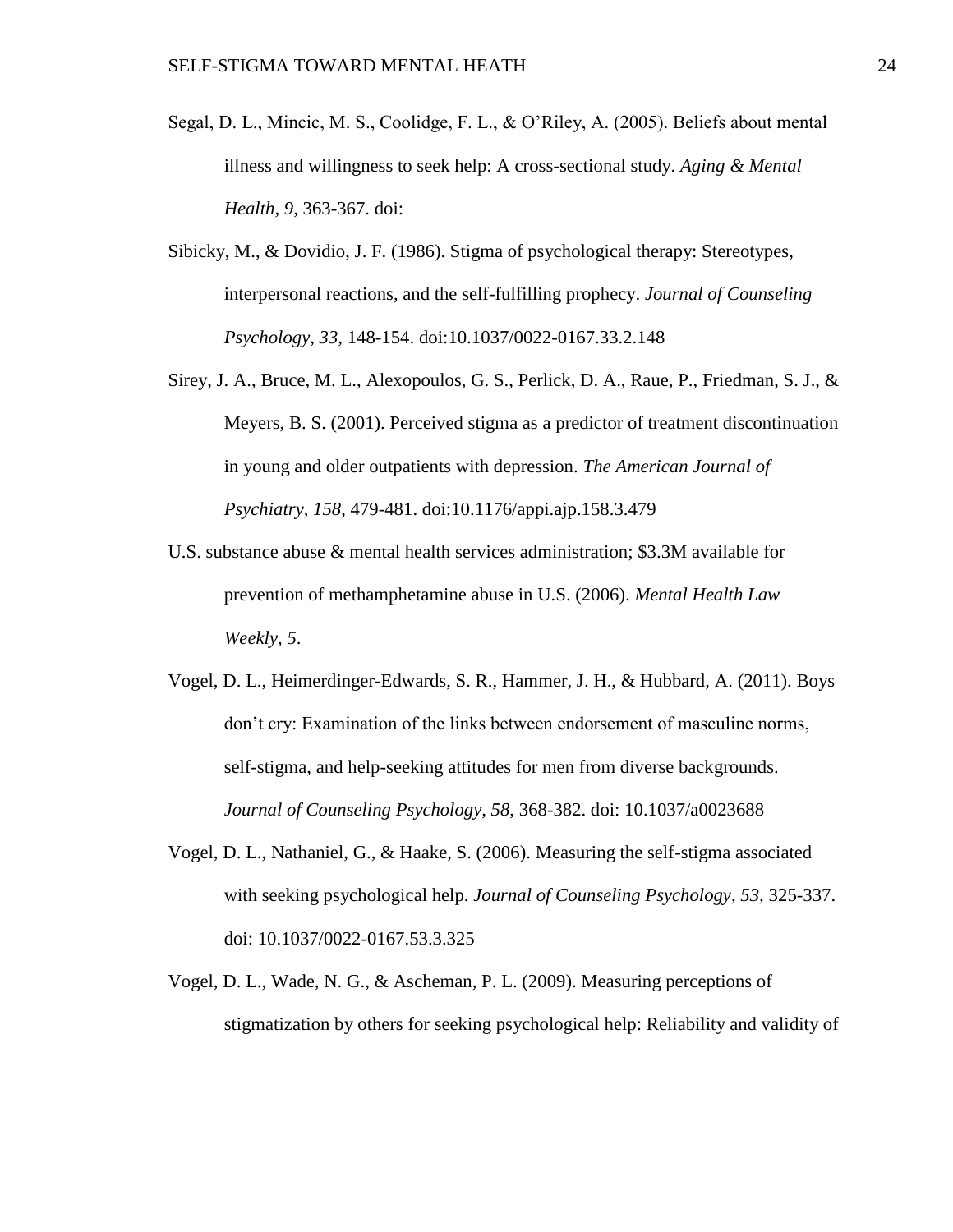Segal, D. L., Mincic, M. S., Coolidge, F. L., & O'Riley, A. (2005). Beliefs about mental illness and willingness to seek help: A cross-sectional study. *Aging & Mental Health, 9,* 363-367. doi:

Sibicky, M., & Dovidio, J. F. (1986). Stigma of psychological therapy: Stereotypes, interpersonal reactions, and the self-fulfilling prophecy. *Journal of Counseling Psychology, 33*, 148-154. doi:10.1037/0022-0167.33.2.148

Sirey, J. A., Bruce, M. L., Alexopoulos, G. S., Perlick, D. A., Raue, P., Friedman, S. J., & Meyers, B. S. (2001). Perceived stigma as a predictor of treatment discontinuation in young and older outpatients with depression. *The American Journal of Psychiatry, 158*, 479-481. doi:10.1176/appi.ajp.158.3.479

U.S. substance abuse & mental health services administration; $3.3M available for prevention of methamphetamine abuse in U.S. (2006). *Mental Health Law Weekly, 5*.

Vogel, D. L., Heimerdinger-Edwards, S. R., Hammer, J. H., & Hubbard, A. (2011). Boys don't cry: Examination of the links between endorsement of masculine norms, self-stigma, and help-seeking attitudes for men from diverse backgrounds. *Journal of Counseling Psychology, 58*, 368-382. doi: 10.1037/a0023688

Vogel, D. L., Nathaniel, G., & Haake, S. (2006). Measuring the self-stigma associated with seeking psychological help. *Journal of Counseling Psychology, 53*, 325-337. doi: 10.1037/0022-0167.53.3.325

Vogel, D. L., Wade, N. G., & Ascheman, P. L. (2009). Measuring perceptions of stigmatization by others for seeking psychological help: Reliability and validity of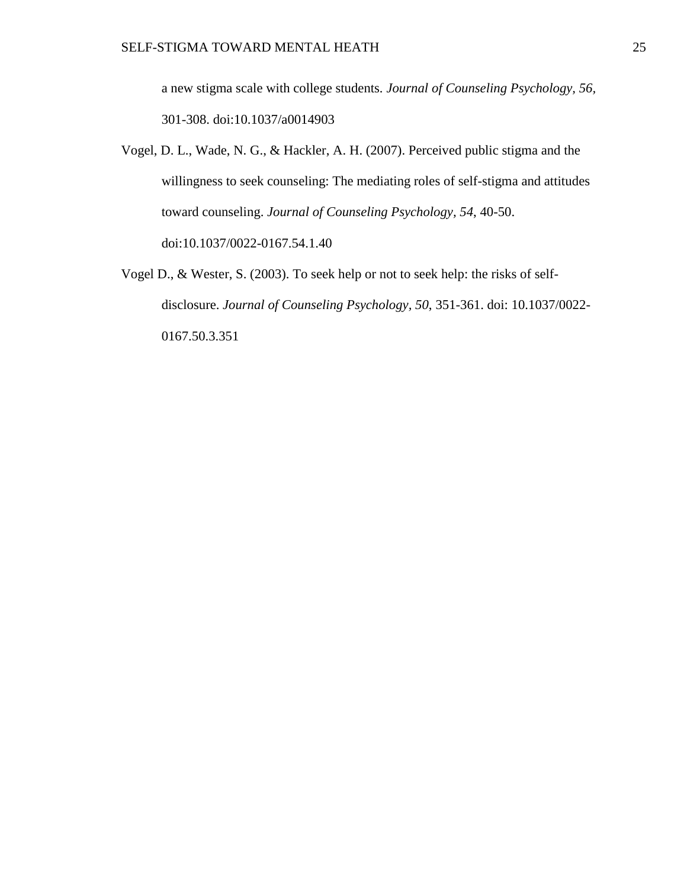a new stigma scale with college students. *Journal of Counseling Psychology, 56*, 301-308. doi:10.1037/a0014903

Vogel, D. L., Wade, N. G., & Hackler, A. H. (2007). Perceived public stigma and the willingness to seek counseling: The mediating roles of self-stigma and attitudes toward counseling. *Journal of Counseling Psychology*, *54*, 40-50. doi:10.1037/0022-0167.54.1.40

Vogel D., & Wester, S. (2003). To seek help or not to seek help: the risks of self-disclosure. *Journal of Counseling Psychology, 50*, 351-361. doi: 10.1037/0022-0167.50.3.351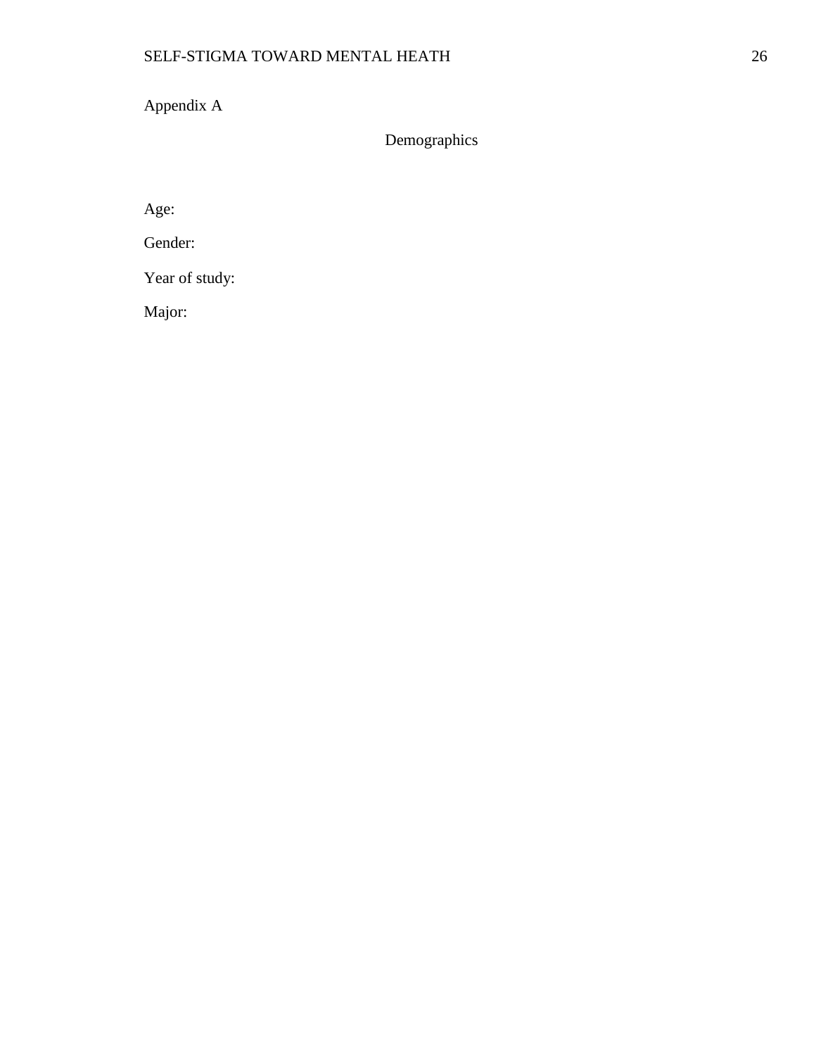Appendix A

## Demographics

Age:

Gender:

Year of study:

Major: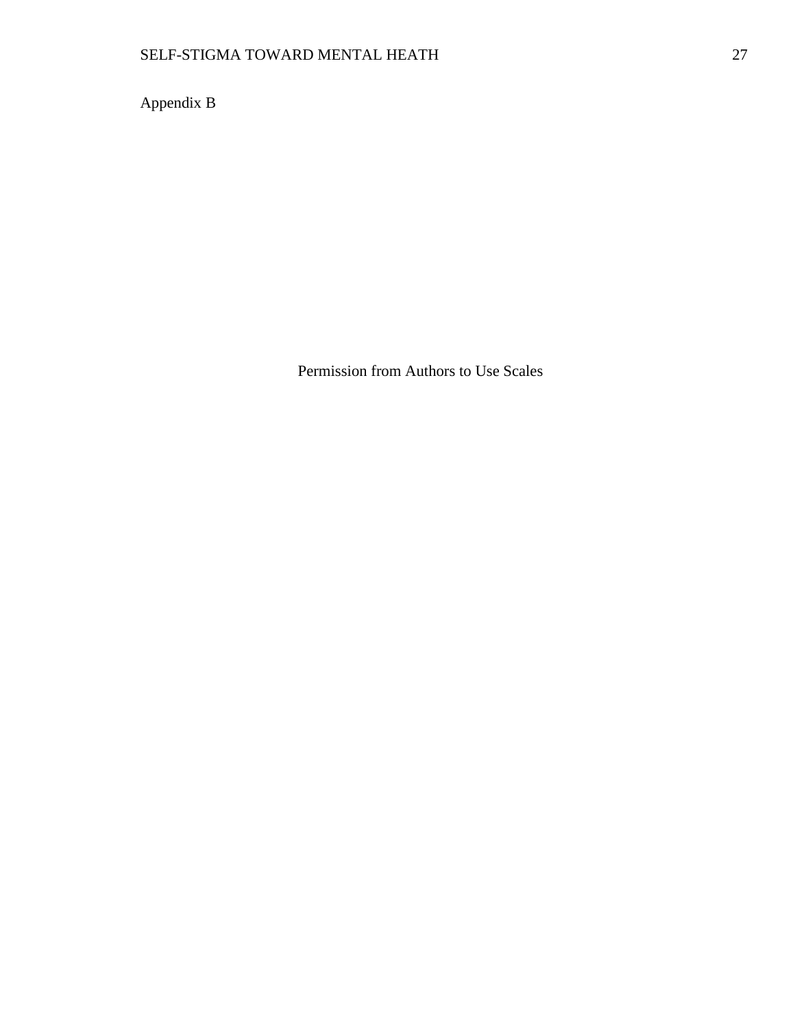Appendix B

Permission from Authors to Use Scales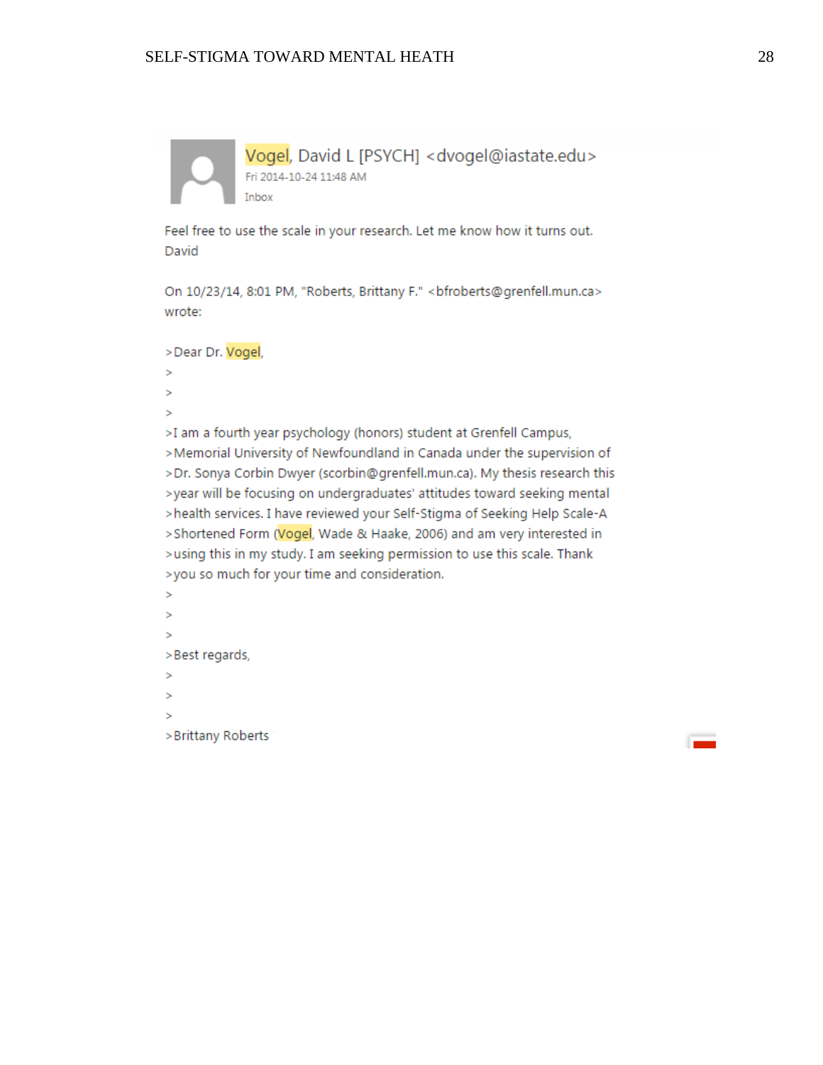Vogel, David L [PSYCH] <dvogel@iastate.edu>

Fri 2014-10-24 11:48 AM

Inbox

Feel free to use the scale in your research. Let me know how it turns out.
David

On 10/23/14, 8:01 PM, "Roberts, Brittany F." <bfroberts@grenfell.mun.ca>
wrote:

>Dear Dr. Vogel,
>
>
>
>I am a fourth year psychology (honors) student at Grenfell Campus,
>Memorial University of Newfoundland in Canada under the supervision of
>Dr. Sonya Corbin Dwyer (scorbin@grenfell.mun.ca). My thesis research this
>year will be focusing on undergraduates' attitudes toward seeking mental
>health services. I have reviewed your Self-Stigma of Seeking Help Scale-A
>Shortened Form (Vogel, Wade & Haake, 2006) and am very interested in
>using this in my study. I am seeking permission to use this scale. Thank
>you so much for your time and consideration.
>
>
>
>Best regards,
>
>
>
>Brittany Roberts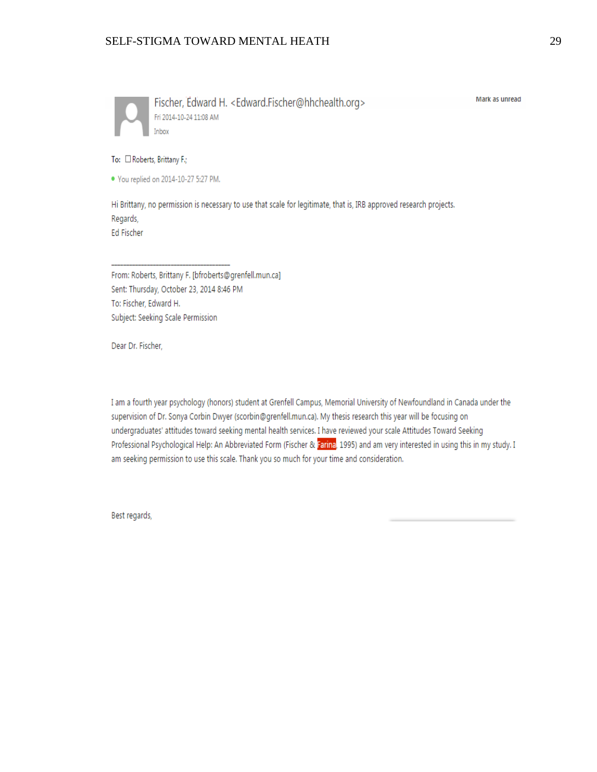Fischer, Edward H. <Edward.Fischer@hhchealth.org>

Fri 2014-10-24 11:08 AM

Inbox

Mark as unread

To: Roberts, Brittany F.;

• You replied on 2014-10-27 5:27 PM.

Hi Brittany, no permission is necessary to use that scale for legitimate, that is, IRB approved research projects.

Regards,

Ed Fischer

---

From: Roberts, Brittany F. [bfroberts@grenfell.mun.ca]

Sent: Thursday, October 23, 2014 8:46 PM

To: Fischer, Edward H.

Subject: Seeking Scale Permission

Dear Dr. Fischer,

I am a fourth year psychology (honors) student at Grenfell Campus, Memorial University of Newfoundland in Canada under the supervision of Dr. Sonya Corbin Dwyer (scorbin@grenfell.mun.ca). My thesis research this year will be focusing on undergraduates' attitudes toward seeking mental health services. I have reviewed your scale Attitudes Toward Seeking Professional Psychological Help: An Abbreviated Form (Fischer & Farina, 1995) and am very interested in using this in my study. I am seeking permission to use this scale. Thank you so much for your time and consideration.

Best regards,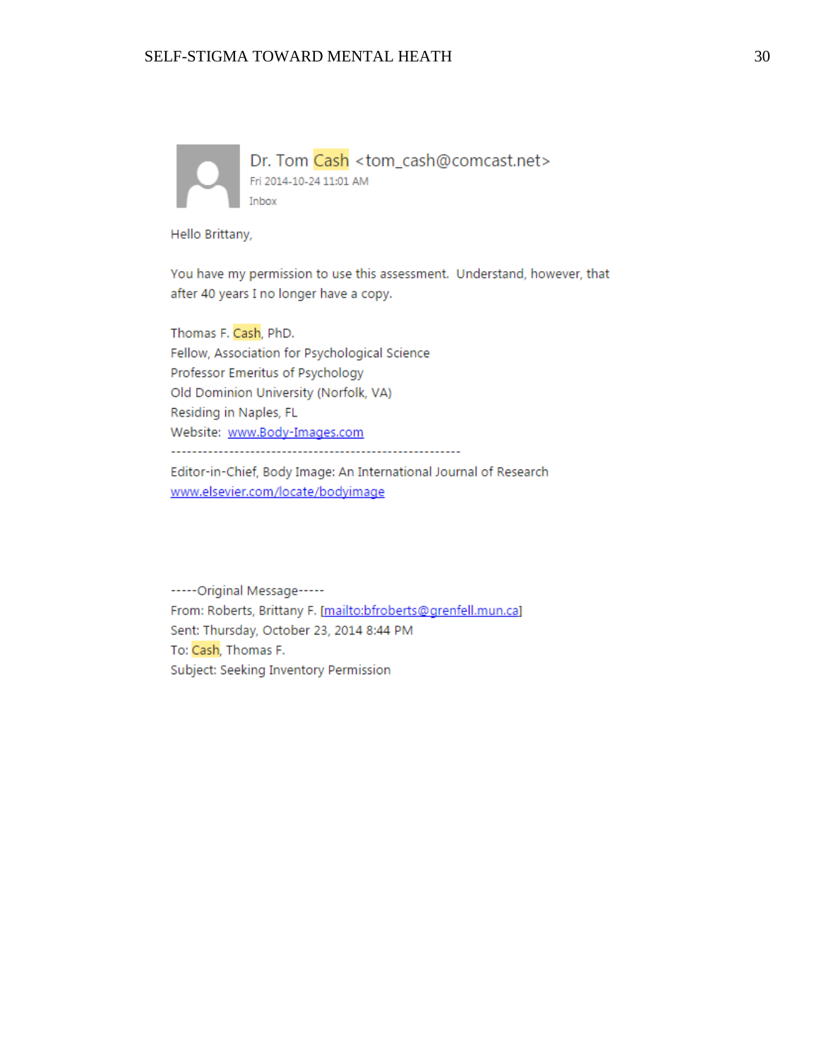Dr. Tom Cash <tom_cash@comcast.net>
Fri 2014-10-24 11:01 AM
Inbox

Hello Brittany,

You have my permission to use this assessment. Understand, however, that after 40 years I no longer have a copy.

Thomas F. Cash, PhD.
Fellow, Association for Psychological Science
Professor Emeritus of Psychology
Old Dominion University (Norfolk, VA)
Residing in Naples, FL
Website: www.Body-Images.com
-------------------------------------------------------
Editor-in-Chief, Body Image: An International Journal of Research
www.elsevier.com/locate/bodyimage

-----Original Message-----
From: Roberts, Brittany F. [mailto:bfroberts@grenfell.mun.ca]
Sent: Thursday, October 23, 2014 8:44 PM
To: Cash, Thomas F.
Subject: Seeking Inventory Permission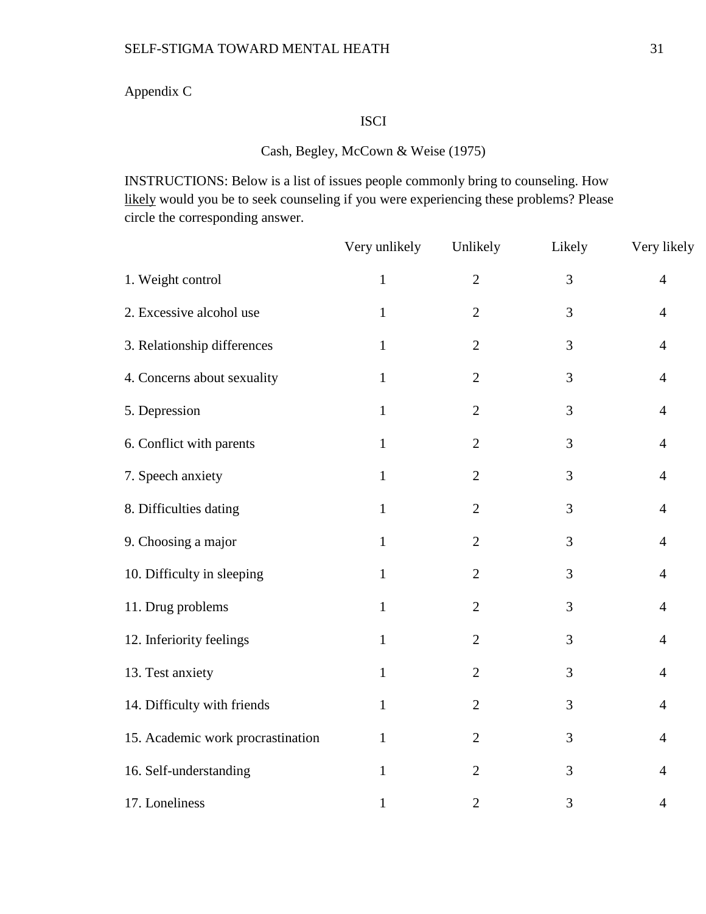Appendix C

ISCI

Cash, Begley, McCown & Weise (1975)

INSTRUCTIONS: Below is a list of issues people commonly bring to counseling. How likely would you be to seek counseling if you were experiencing these problems? Please circle the corresponding answer.

| | Very unlikely | Unlikely | Likely | Very likely |
|---|---|---|---|---|
| 1. Weight control | 1 | 2 | 3 | 4 |
| 2. Excessive alcohol use | 1 | 2 | 3 | 4 |
| 3. Relationship differences | 1 | 2 | 3 | 4 |
| 4. Concerns about sexuality | 1 | 2 | 3 | 4 |
| 5. Depression | 1 | 2 | 3 | 4 |
| 6. Conflict with parents | 1 | 2 | 3 | 4 |
| 7. Speech anxiety | 1 | 2 | 3 | 4 |
| 8. Difficulties dating | 1 | 2 | 3 | 4 |
| 9. Choosing a major | 1 | 2 | 3 | 4 |
| 10. Difficulty in sleeping | 1 | 2 | 3 | 4 |
| 11. Drug problems | 1 | 2 | 3 | 4 |
| 12. Inferiority feelings | 1 | 2 | 3 | 4 |
| 13. Test anxiety | 1 | 2 | 3 | 4 |
| 14. Difficulty with friends | 1 | 2 | 3 | 4 |
| 15. Academic work procrastination | 1 | 2 | 3 | 4 |
| 16. Self-understanding | 1 | 2 | 3 | 4 |
| 17. Loneliness | 1 | 2 | 3 | 4 |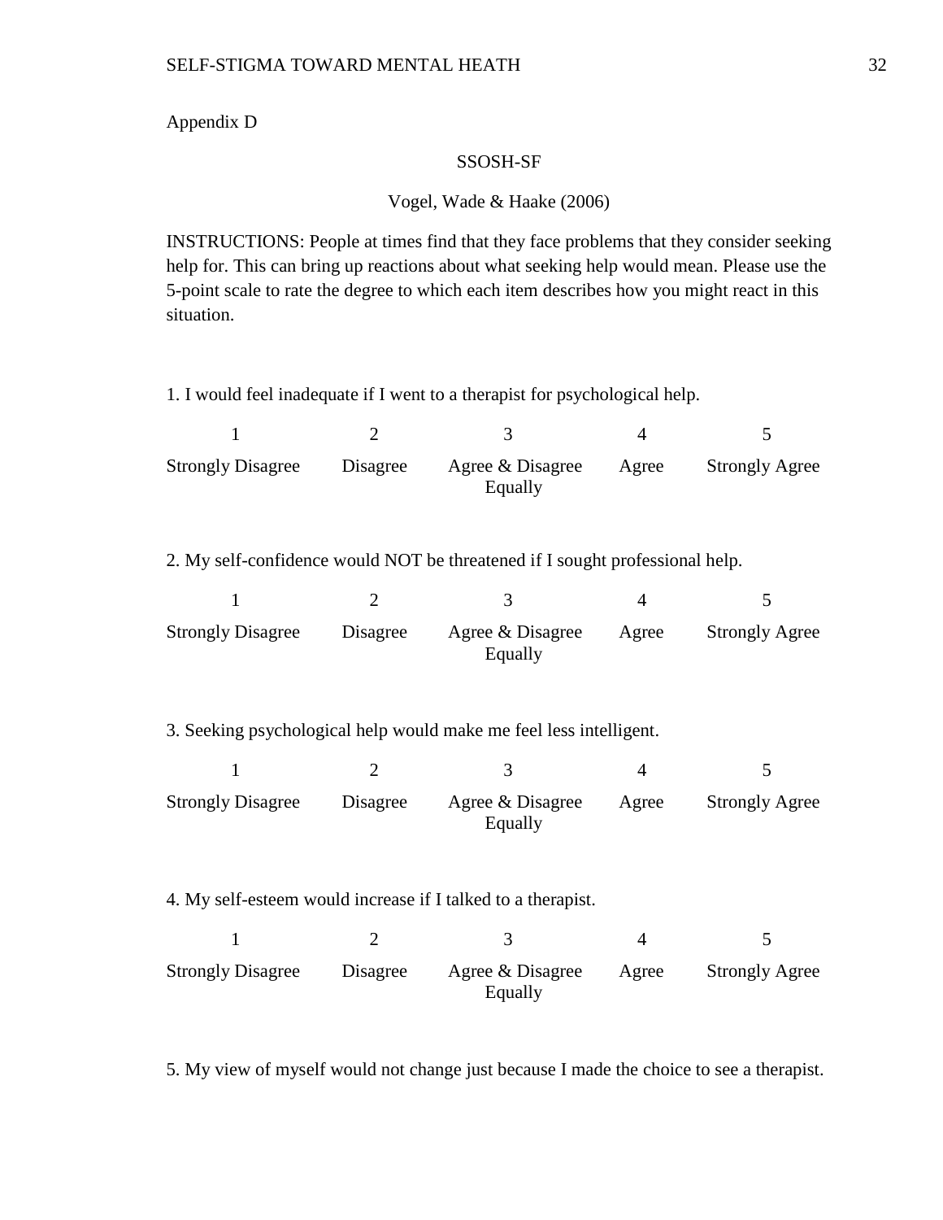Appendix D

SSOSH-SF

Vogel, Wade & Haake (2006)

INSTRUCTIONS: People at times find that they face problems that they consider seeking help for. This can bring up reactions about what seeking help would mean. Please use the 5-point scale to rate the degree to which each item describes how you might react in this situation.

1. I would feel inadequate if I went to a therapist for psychological help.

| 1 | 2 | 3 | 4 | 5 |
|---|---|---|---|---|
| Strongly Disagree | Disagree | Agree & Disagree Equally | Agree | Strongly Agree |

2. My self-confidence would NOT be threatened if I sought professional help.

| 1 | 2 | 3 | 4 | 5 |
|---|---|---|---|---|
| Strongly Disagree | Disagree | Agree & Disagree Equally | Agree | Strongly Agree |

3. Seeking psychological help would make me feel less intelligent.

| 1 | 2 | 3 | 4 | 5 |
|---|---|---|---|---|
| Strongly Disagree | Disagree | Agree & Disagree Equally | Agree | Strongly Agree |

4. My self-esteem would increase if I talked to a therapist.

| 1 | 2 | 3 | 4 | 5 |
|---|---|---|---|---|
| Strongly Disagree | Disagree | Agree & Disagree Equally | Agree | Strongly Agree |

5. My view of myself would not change just because I made the choice to see a therapist.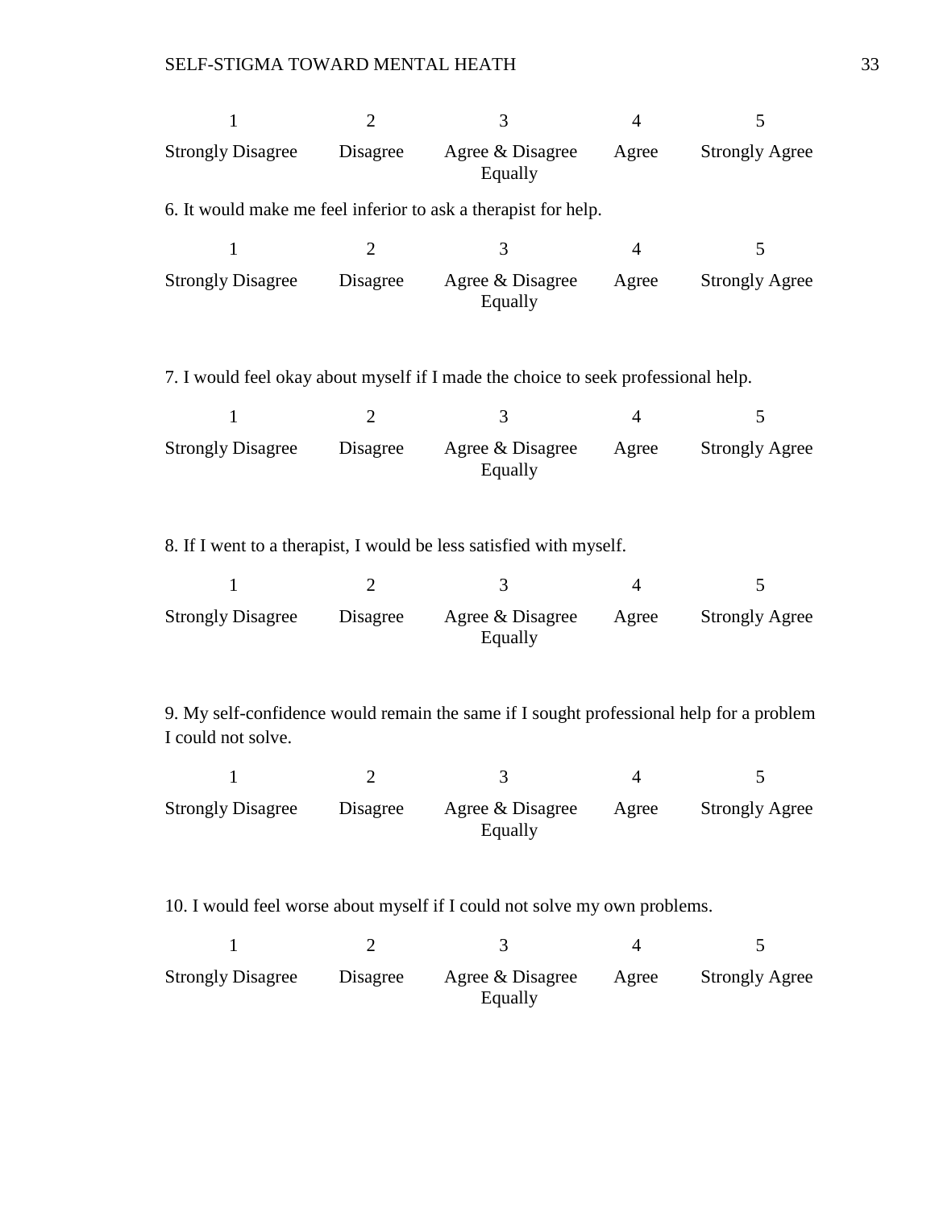| 1 | 2 | 3 | 4 | 5 |
|---|---|---|---|---|
| Strongly Disagree | Disagree | Agree & Disagree Equally | Agree | Strongly Agree |

6. It would make me feel inferior to ask a therapist for help.

| 1 | 2 | 3 | 4 | 5 |
|---|---|---|---|---|
| Strongly Disagree | Disagree | Agree & Disagree Equally | Agree | Strongly Agree |

7. I would feel okay about myself if I made the choice to seek professional help.

| 1 | 2 | 3 | 4 | 5 |
|---|---|---|---|---|
| Strongly Disagree | Disagree | Agree & Disagree Equally | Agree | Strongly Agree |

8. If I went to a therapist, I would be less satisfied with myself.

| 1 | 2 | 3 | 4 | 5 |
|---|---|---|---|---|
| Strongly Disagree | Disagree | Agree & Disagree Equally | Agree | Strongly Agree |

9. My self-confidence would remain the same if I sought professional help for a problem I could not solve.

| 1 | 2 | 3 | 4 | 5 |
|---|---|---|---|---|
| Strongly Disagree | Disagree | Agree & Disagree Equally | Agree | Strongly Agree |

10. I would feel worse about myself if I could not solve my own problems.

| 1 | 2 | 3 | 4 | 5 |
|---|---|---|---|---|
| Strongly Disagree | Disagree | Agree & Disagree Equally | Agree | Strongly Agree |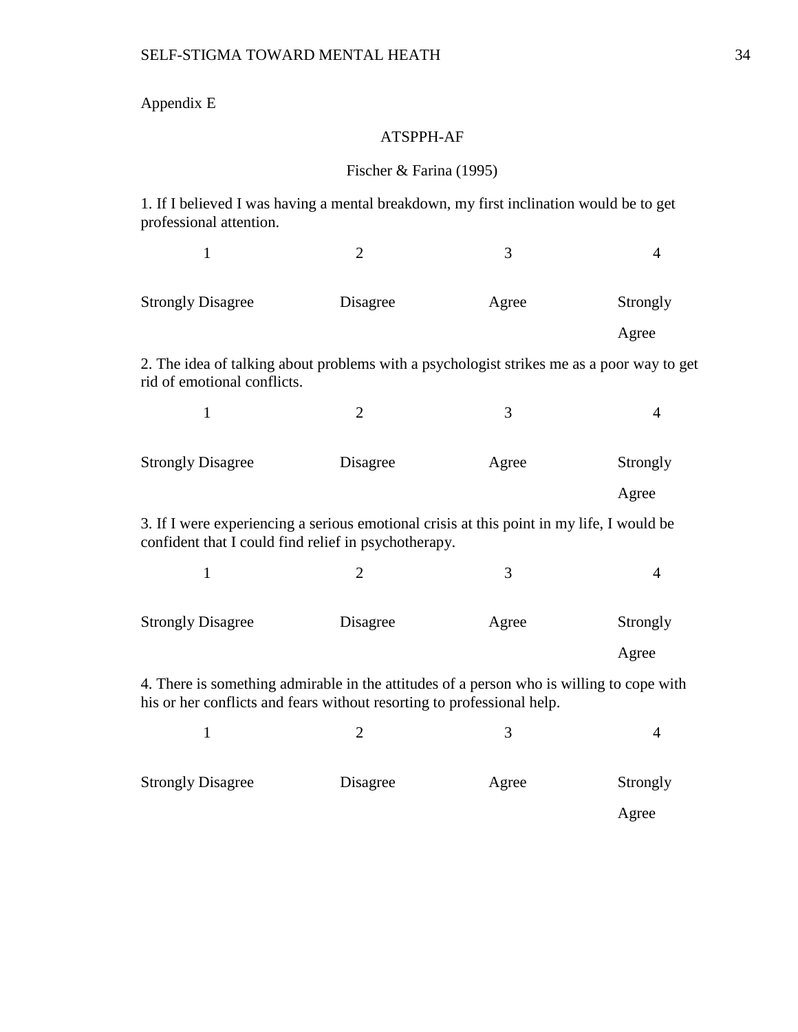Appendix E

ATSPPH-AF

Fischer & Farina (1995)

1. If I believed I was having a mental breakdown, my first inclination would be to get professional attention.

| 1 | 2 | 3 | 4 |
| --- | --- | --- | --- |
| Strongly Disagree | Disagree | Agree | Strongly Agree |

2. The idea of talking about problems with a psychologist strikes me as a poor way to get rid of emotional conflicts.

| 1 | 2 | 3 | 4 |
| --- | --- | --- | --- |
| Strongly Disagree | Disagree | Agree | Strongly Agree |

3. If I were experiencing a serious emotional crisis at this point in my life, I would be confident that I could find relief in psychotherapy.

| 1 | 2 | 3 | 4 |
| --- | --- | --- | --- |
| Strongly Disagree | Disagree | Agree | Strongly Agree |

4. There is something admirable in the attitudes of a person who is willing to cope with his or her conflicts and fears without resorting to professional help.

| 1 | 2 | 3 | 4 |
| --- | --- | --- | --- |
| Strongly Disagree | Disagree | Agree | Strongly Agree |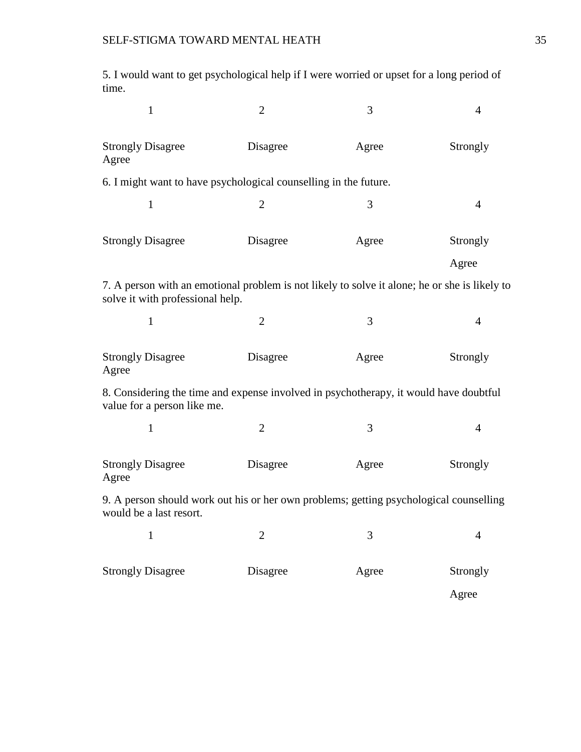5. I would want to get psychological help if I were worried or upset for a long period of time.

| 1 | 2 | 3 | 4 |
|---|---|---|---|
| Strongly Disagree | Disagree | Agree | Strongly Agree |

6. I might want to have psychological counselling in the future.

| 1 | 2 | 3 | 4 |
|---|---|---|---|
| Strongly Disagree | Disagree | Agree | Strongly Agree |

7. A person with an emotional problem is not likely to solve it alone; he or she is likely to solve it with professional help.

| 1 | 2 | 3 | 4 |
|---|---|---|---|
| Strongly Disagree | Disagree | Agree | Strongly Agree |

8. Considering the time and expense involved in psychotherapy, it would have doubtful value for a person like me.

| 1 | 2 | 3 | 4 |
|---|---|---|---|
| Strongly Disagree | Disagree | Agree | Strongly Agree |

9. A person should work out his or her own problems; getting psychological counselling would be a last resort.

| 1 | 2 | 3 | 4 |
|---|---|---|---|
| Strongly Disagree | Disagree | Agree | Strongly Agree |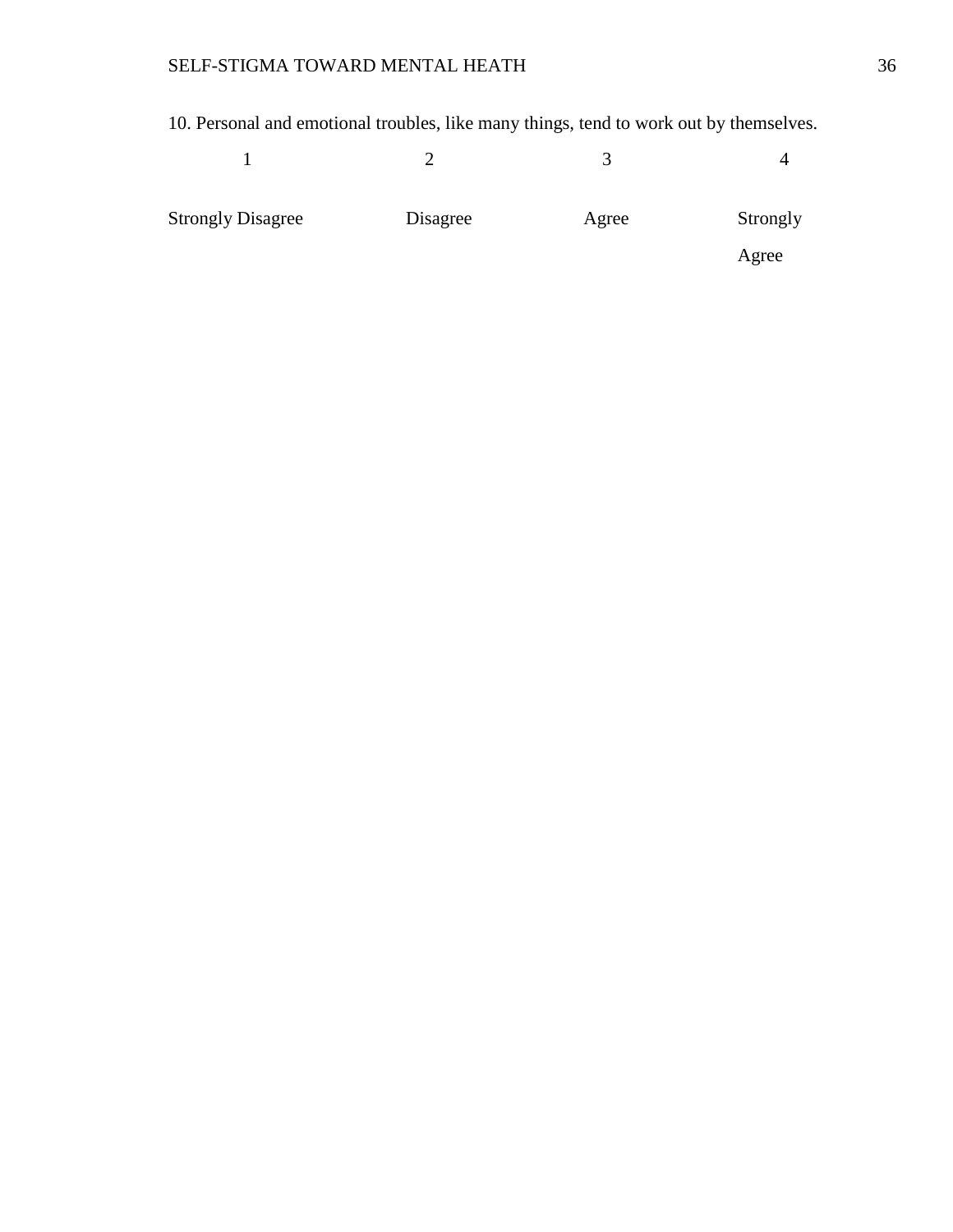10. Personal and emotional troubles, like many things, tend to work out by themselves.

| 1 | 2 | 3 | 4 |
|---|---|---|---|
| Strongly Disagree | Disagree | Agree | Strongly Agree |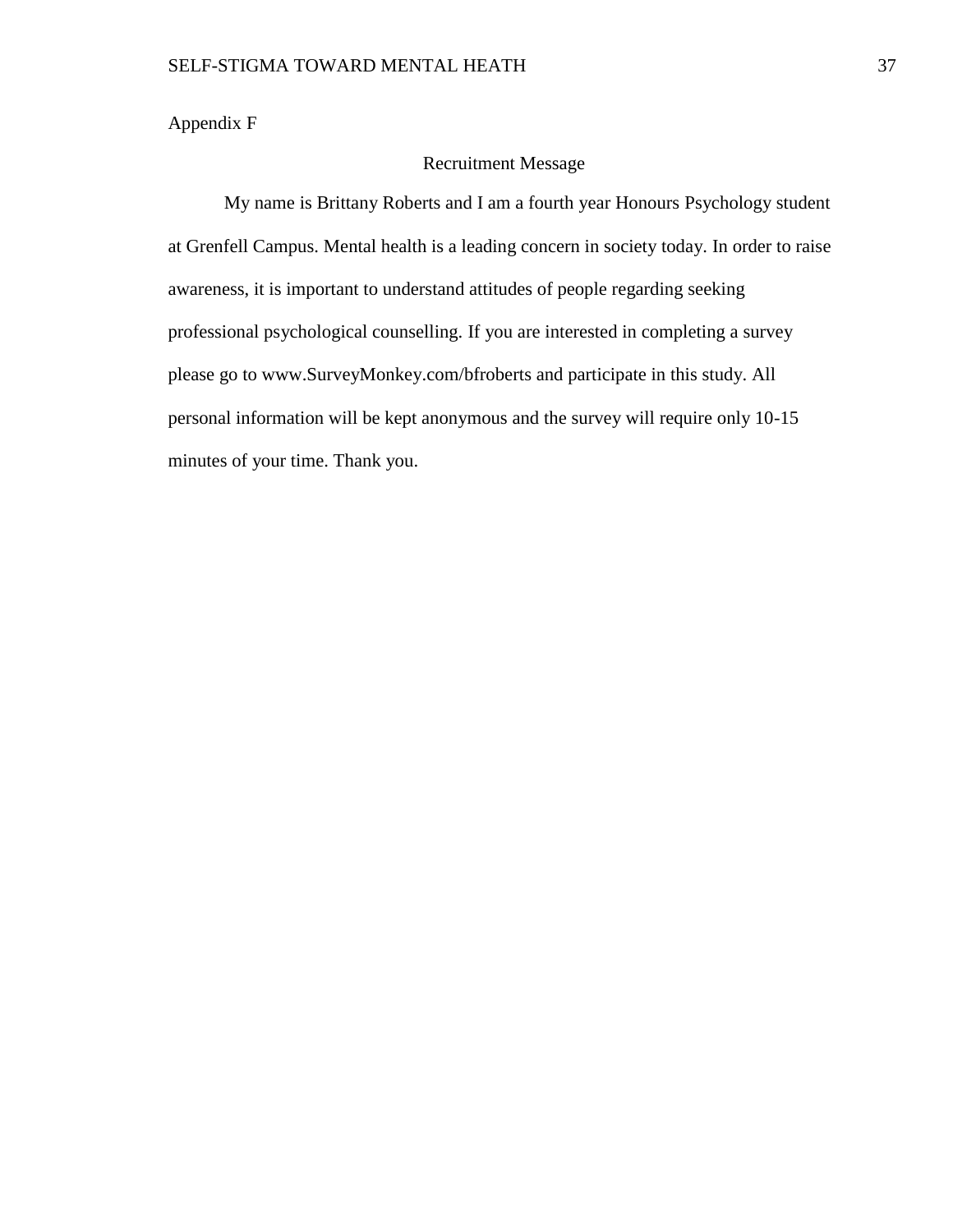Appendix F

## Recruitment Message

My name is Brittany Roberts and I am a fourth year Honours Psychology student at Grenfell Campus. Mental health is a leading concern in society today. In order to raise awareness, it is important to understand attitudes of people regarding seeking professional psychological counselling. If you are interested in completing a survey please go to www.SurveyMonkey.com/bfroberts and participate in this study. All personal information will be kept anonymous and the survey will require only 10-15 minutes of your time. Thank you.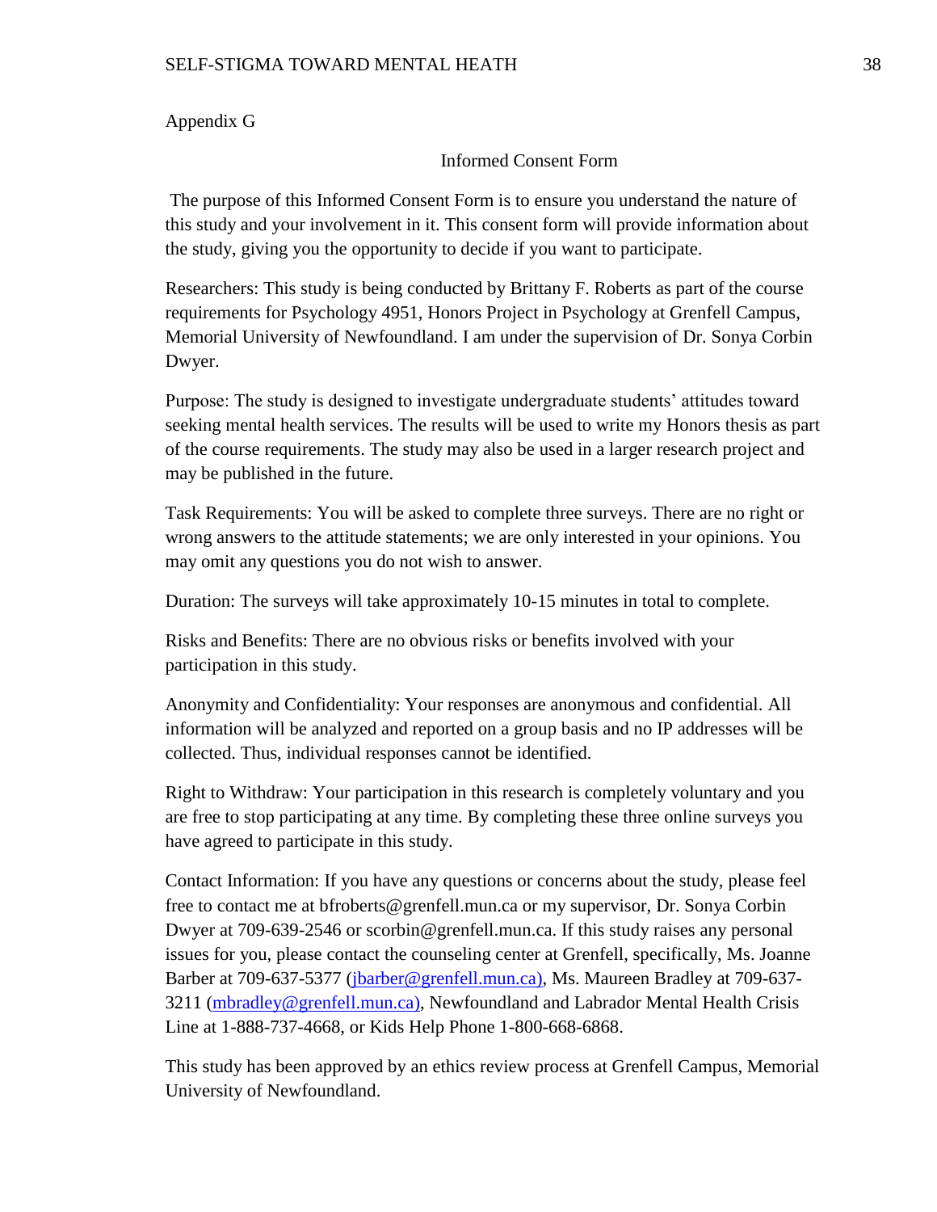Appendix G

## Informed Consent Form

The purpose of this Informed Consent Form is to ensure you understand the nature of this study and your involvement in it. This consent form will provide information about the study, giving you the opportunity to decide if you want to participate.

Researchers: This study is being conducted by Brittany F. Roberts as part of the course requirements for Psychology 4951, Honors Project in Psychology at Grenfell Campus, Memorial University of Newfoundland. I am under the supervision of Dr. Sonya Corbin Dwyer.

Purpose: The study is designed to investigate undergraduate students' attitudes toward seeking mental health services. The results will be used to write my Honors thesis as part of the course requirements. The study may also be used in a larger research project and may be published in the future.

Task Requirements: You will be asked to complete three surveys. There are no right or wrong answers to the attitude statements; we are only interested in your opinions. You may omit any questions you do not wish to answer.

Duration: The surveys will take approximately 10-15 minutes in total to complete.

Risks and Benefits: There are no obvious risks or benefits involved with your participation in this study.

Anonymity and Confidentiality: Your responses are anonymous and confidential. All information will be analyzed and reported on a group basis and no IP addresses will be collected. Thus, individual responses cannot be identified.

Right to Withdraw: Your participation in this research is completely voluntary and you are free to stop participating at any time. By completing these three online surveys you have agreed to participate in this study.

Contact Information: If you have any questions or concerns about the study, please feel free to contact me at bfroberts@grenfell.mun.ca or my supervisor, Dr. Sonya Corbin Dwyer at 709-639-2546 or scorbin@grenfell.mun.ca. If this study raises any personal issues for you, please contact the counseling center at Grenfell, specifically, Ms. Joanne Barber at 709-637-5377 (jbarber@grenfell.mun.ca), Ms. Maureen Bradley at 709-637-3211 (mbradley@grenfell.mun.ca), Newfoundland and Labrador Mental Health Crisis Line at 1-888-737-4668, or Kids Help Phone 1-800-668-6868.

This study has been approved by an ethics review process at Grenfell Campus, Memorial University of Newfoundland.